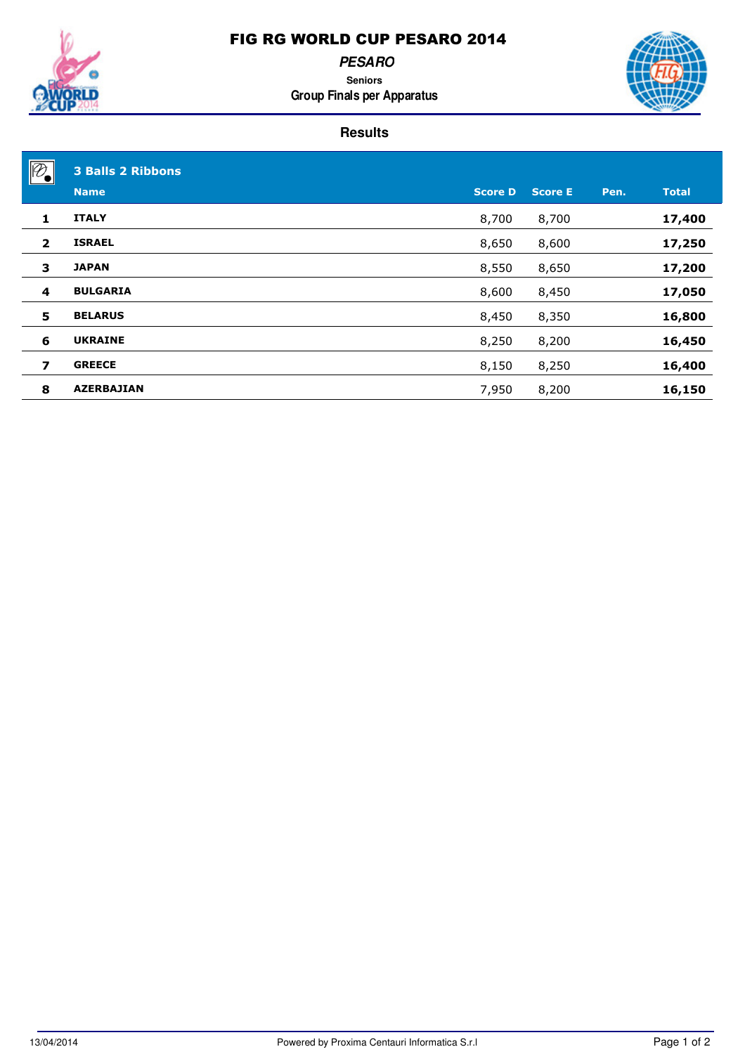# FIG RG WORLD CUP PESARO 2014

***PESARO***

**Seniors**

**Group Finals per Apparatus**

## Results

### 3 Balls 2 Ribbons

| | Name | Score D | Score E | Pen. | Total |
|---|---|---|---|---|---|
| 1 | ITALY | 8,700 | 8,700 | | **17,400** |
| 2 | ISRAEL | 8,650 | 8,600 | | **17,250** |
| 3 | JAPAN | 8,550 | 8,650 | | **17,200** |
| 4 | BULGARIA | 8,600 | 8,450 | | **17,050** |
| 5 | BELARUS | 8,450 | 8,350 | | **16,800** |
| 6 | UKRAINE | 8,250 | 8,200 | | **16,450** |
| 7 | GREECE | 8,150 | 8,250 | | **16,400** |
| 8 | AZERBAJIAN | 7,950 | 8,200 | | **16,150** |

13/04/2014 Powered by Proxima Centauri Informatica S.r.l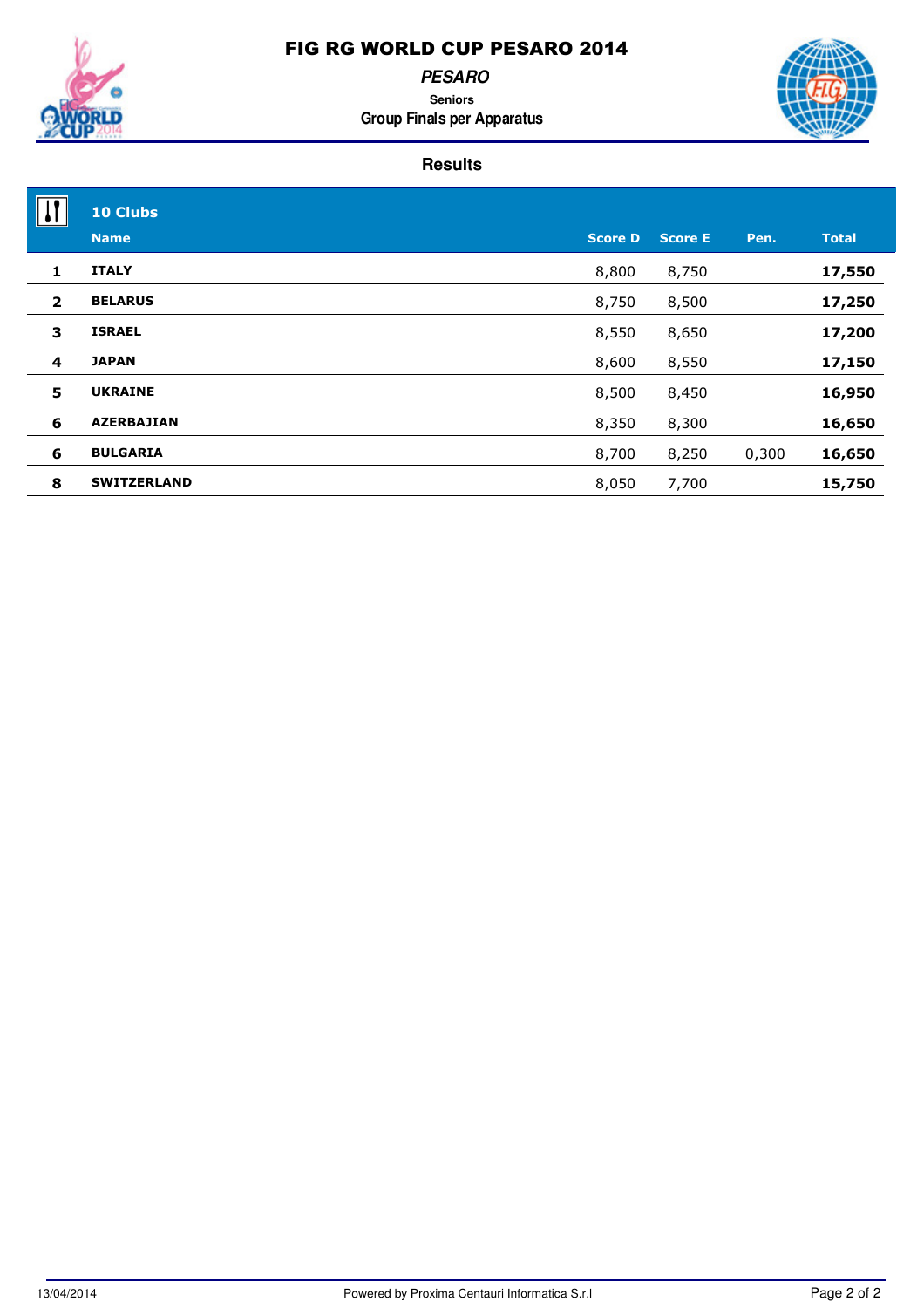# FIG RG WORLD CUP PESARO 2014

***PESARO***

**Seniors**

**Group Finals per Apparatus**

## Results

**10 Clubs**

| | Name | Score D | Score E | Pen. | Total |
|---|---|---|---|---|---|
| 1 | **ITALY** | 8,800 | 8,750 | | **17,550** |
| 2 | **BELARUS** | 8,750 | 8,500 | | **17,250** |
| 3 | **ISRAEL** | 8,550 | 8,650 | | **17,200** |
| 4 | **JAPAN** | 8,600 | 8,550 | | **17,150** |
| 5 | **UKRAINE** | 8,500 | 8,450 | | **16,950** |
| 6 | **AZERBAJIAN** | 8,350 | 8,300 | | **16,650** |
| 6 | **BULGARIA** | 8,700 | 8,250 | 0,300 | **16,650** |
| 8 | **SWITZERLAND** | 8,050 | 7,700 | | **15,750** |

13/04/2014 Powered by Proxima Centauri Informatica S.r.l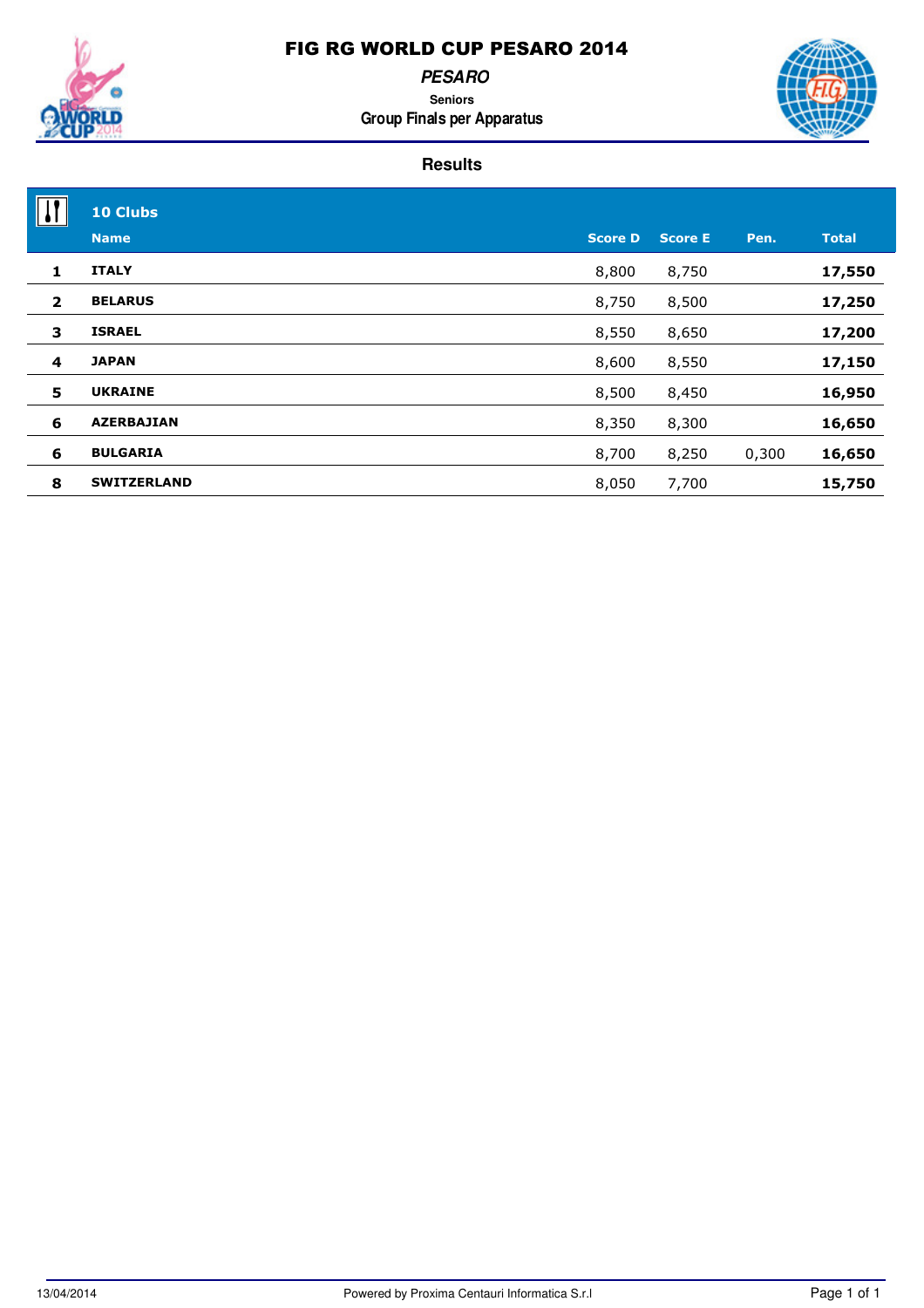# FIG RG WORLD CUP PESARO 2014

***PESARO***

**Seniors**

**Group Finals per Apparatus**

## Results

**10 Clubs**

| | Name | Score D | Score E | Pen. | Total |
|---|---|---|---|---|---|
| 1 | **ITALY** | 8,800 | 8,750 | | **17,550** |
| 2 | **BELARUS** | 8,750 | 8,500 | | **17,250** |
| 3 | **ISRAEL** | 8,550 | 8,650 | | **17,200** |
| 4 | **JAPAN** | 8,600 | 8,550 | | **17,150** |
| 5 | **UKRAINE** | 8,500 | 8,450 | | **16,950** |
| 6 | **AZERBAJIAN** | 8,350 | 8,300 | | **16,650** |
| 6 | **BULGARIA** | 8,700 | 8,250 | 0,300 | **16,650** |
| 8 | **SWITZERLAND** | 8,050 | 7,700 | | **15,750** |

13/04/2014 Powered by Proxima Centauri Informatica S.r.l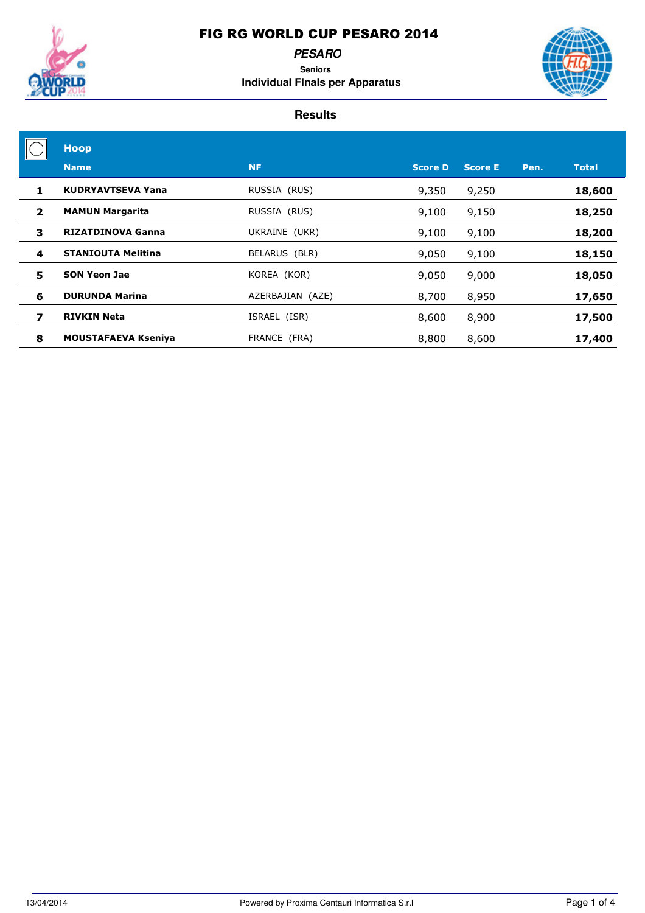# FIG RG WORLD CUP PESARO 2014

***PESARO***

**Seniors**

**Individual FInals per Apparatus**

## Results

### Hoop

| | Name | NF | Score D | Score E | Pen. | Total |
|---|---|---|---|---|---|---|
| **1** | **KUDRYAVTSEVA Yana** | RUSSIA (RUS) | 9,350 | 9,250 | | **18,600** |
| **2** | **MAMUN Margarita** | RUSSIA (RUS) | 9,100 | 9,150 | | **18,250** |
| **3** | **RIZATDINOVA Ganna** | UKRAINE (UKR) | 9,100 | 9,100 | | **18,200** |
| **4** | **STANIOUTA Melitina** | BELARUS (BLR) | 9,050 | 9,100 | | **18,150** |
| **5** | **SON Yeon Jae** | KOREA (KOR) | 9,050 | 9,000 | | **18,050** |
| **6** | **DURUNDA Marina** | AZERBAJIAN (AZE) | 8,700 | 8,950 | | **17,650** |
| **7** | **RIVKIN Neta** | ISRAEL (ISR) | 8,600 | 8,900 | | **17,500** |
| **8** | **MOUSTAFAEVA Kseniya** | FRANCE (FRA) | 8,800 | 8,600 | | **17,400** |

13/04/2014 Powered by Proxima Centauri Informatica S.r.l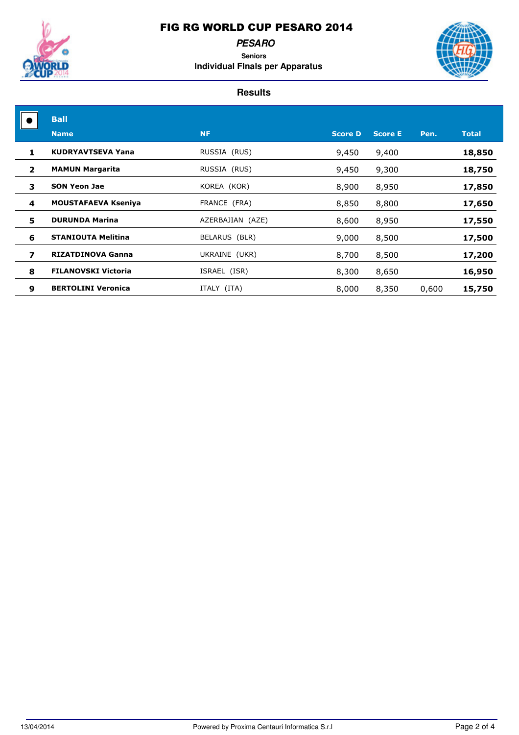# FIG RG WORLD CUP PESARO 2014

***PESARO***

**Seniors**

**Individual FInals per Apparatus**

## Results

**Ball**

| | Name | NF | Score D | Score E | Pen. | Total |
|---|---|---|---|---|---|---|
| 1 | **KUDRYAVTSEVA Yana** | RUSSIA (RUS) | 9,450 | 9,400 | | **18,850** |
| 2 | **MAMUN Margarita** | RUSSIA (RUS) | 9,450 | 9,300 | | **18,750** |
| 3 | **SON Yeon Jae** | KOREA (KOR) | 8,900 | 8,950 | | **17,850** |
| 4 | **MOUSTAFAEVA Kseniya** | FRANCE (FRA) | 8,850 | 8,800 | | **17,650** |
| 5 | **DURUNDA Marina** | AZERBAJIAN (AZE) | 8,600 | 8,950 | | **17,550** |
| 6 | **STANIOUTA Melitina** | BELARUS (BLR) | 9,000 | 8,500 | | **17,500** |
| 7 | **RIZATDINOVA Ganna** | UKRAINE (UKR) | 8,700 | 8,500 | | **17,200** |
| 8 | **FILANOVSKI Victoria** | ISRAEL (ISR) | 8,300 | 8,650 | | **16,950** |
| 9 | **BERTOLINI Veronica** | ITALY (ITA) | 8,000 | 8,350 | 0,600 | **15,750** |

13/04/2014 Powered by Proxima Centauri Informatica S.r.l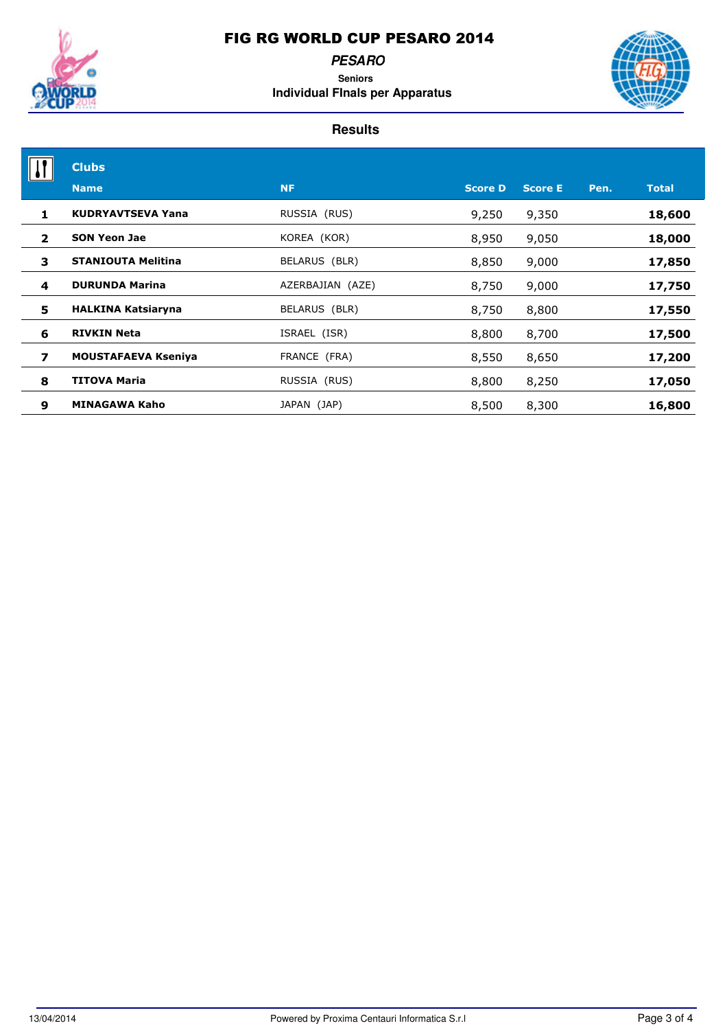# FIG RG WORLD CUP PESARO 2014

***PESARO***

**Seniors**

**Individual FInals per Apparatus**

## Results

**Clubs**

| | Name | NF | Score D | Score E | Pen. | Total |
|---|---|---|---|---|---|---|
| 1 | **KUDRYAVTSEVA Yana** | RUSSIA (RUS) | 9,250 | 9,350 | | **18,600** |
| 2 | **SON Yeon Jae** | KOREA (KOR) | 8,950 | 9,050 | | **18,000** |
| 3 | **STANIOUTA Melitina** | BELARUS (BLR) | 8,850 | 9,000 | | **17,850** |
| 4 | **DURUNDA Marina** | AZERBAJIAN (AZE) | 8,750 | 9,000 | | **17,750** |
| 5 | **HALKINA Katsiaryna** | BELARUS (BLR) | 8,750 | 8,800 | | **17,550** |
| 6 | **RIVKIN Neta** | ISRAEL (ISR) | 8,800 | 8,700 | | **17,500** |
| 7 | **MOUSTAFAEVA Kseniya** | FRANCE (FRA) | 8,550 | 8,650 | | **17,200** |
| 8 | **TITOVA Maria** | RUSSIA (RUS) | 8,800 | 8,250 | | **17,050** |
| 9 | **MINAGAWA Kaho** | JAPAN (JAP) | 8,500 | 8,300 | | **16,800** |

13/04/2014 Powered by Proxima Centauri Informatica S.r.l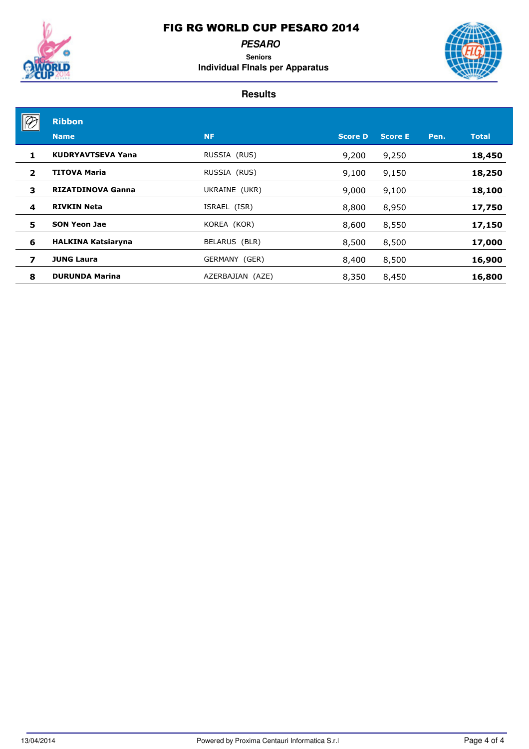# FIG RG WORLD CUP PESARO 2014

***PESARO***

**Seniors**

**Individual FInals per Apparatus**

## Results

### Ribbon

| | Name | NF | Score D | Score E | Pen. | Total |
|---|---|---|---|---|---|---|
| 1 | **KUDRYAVTSEVA Yana** | RUSSIA (RUS) | 9,200 | 9,250 | | **18,450** |
| 2 | **TITOVA Maria** | RUSSIA (RUS) | 9,100 | 9,150 | | **18,250** |
| 3 | **RIZATDINOVA Ganna** | UKRAINE (UKR) | 9,000 | 9,100 | | **18,100** |
| 4 | **RIVKIN Neta** | ISRAEL (ISR) | 8,800 | 8,950 | | **17,750** |
| 5 | **SON Yeon Jae** | KOREA (KOR) | 8,600 | 8,550 | | **17,150** |
| 6 | **HALKINA Katsiaryna** | BELARUS (BLR) | 8,500 | 8,500 | | **17,000** |
| 7 | **JUNG Laura** | GERMANY (GER) | 8,400 | 8,500 | | **16,900** |
| 8 | **DURUNDA Marina** | AZERBAJIAN (AZE) | 8,350 | 8,450 | | **16,800** |

13/04/2014 Powered by Proxima Centauri Informatica S.r.l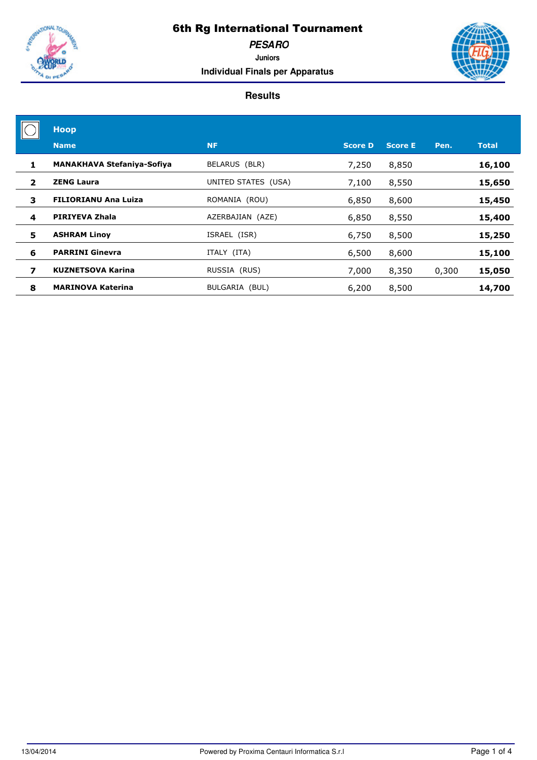# 6th Rg International Tournament

***PESARO***

**Juniors**

**Individual Finals per Apparatus**

## Results

### Hoop

| | Name | NF | Score D | Score E | Pen. | Total |
|---|---|---|---|---|---|---|
| 1 | **MANAKHAVA Stefaniya-Sofiya** | BELARUS (BLR) | 7,250 | 8,850 | | **16,100** |
| 2 | **ZENG Laura** | UNITED STATES (USA) | 7,100 | 8,550 | | **15,650** |
| 3 | **FILIORIANU Ana Luiza** | ROMANIA (ROU) | 6,850 | 8,600 | | **15,450** |
| 4 | **PIRIYEVA Zhala** | AZERBAJIAN (AZE) | 6,850 | 8,550 | | **15,400** |
| 5 | **ASHRAM Linoy** | ISRAEL (ISR) | 6,750 | 8,500 | | **15,250** |
| 6 | **PARRINI Ginevra** | ITALY (ITA) | 6,500 | 8,600 | | **15,100** |
| 7 | **KUZNETSOVA Karina** | RUSSIA (RUS) | 7,000 | 8,350 | 0,300 | **15,050** |
| 8 | **MARINOVA Katerina** | BULGARIA (BUL) | 6,200 | 8,500 | | **14,700** |

13/04/2014 Powered by Proxima Centauri Informatica S.r.l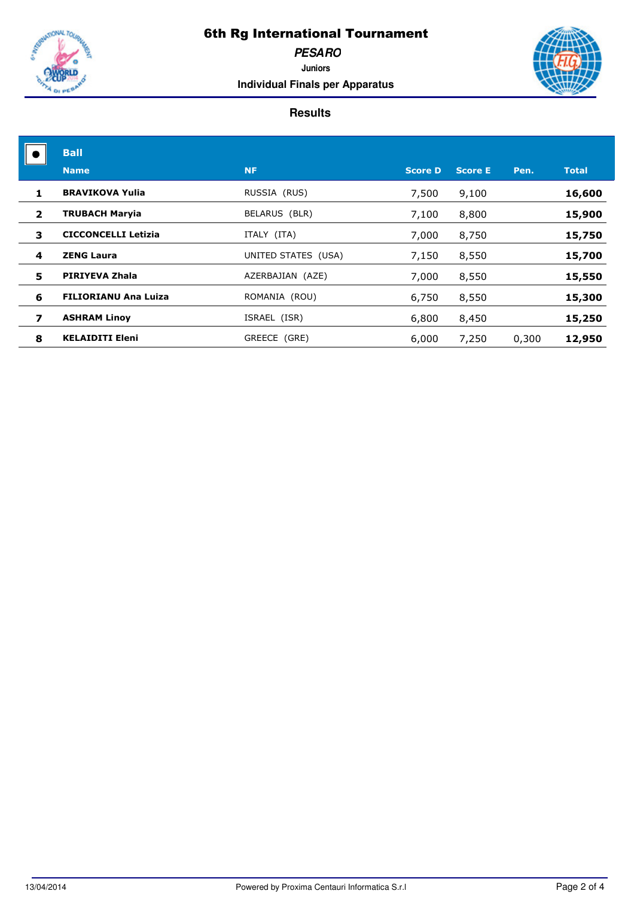# 6th Rg International Tournament

## *PESARO*

**Juniors**

**Individual Finals per Apparatus**

### Results

**Ball**

| | Name | NF | Score D | Score E | Pen. | Total |
|---|---|---|---|---|---|---|
| 1 | **BRAVIKOVA Yulia** | RUSSIA (RUS) | 7,500 | 9,100 | | **16,600** |
| 2 | **TRUBACH Maryia** | BELARUS (BLR) | 7,100 | 8,800 | | **15,900** |
| 3 | **CICCONCELLI Letizia** | ITALY (ITA) | 7,000 | 8,750 | | **15,750** |
| 4 | **ZENG Laura** | UNITED STATES (USA) | 7,150 | 8,550 | | **15,700** |
| 5 | **PIRIYEVA Zhala** | AZERBAJIAN (AZE) | 7,000 | 8,550 | | **15,550** |
| 6 | **FILIORIANU Ana Luiza** | ROMANIA (ROU) | 6,750 | 8,550 | | **15,300** |
| 7 | **ASHRAM Linoy** | ISRAEL (ISR) | 6,800 | 8,450 | | **15,250** |
| 8 | **KELAIDITI Eleni** | GREECE (GRE) | 6,000 | 7,250 | 0,300 | **12,950** |

13/04/2014 Powered by Proxima Centauri Informatica S.r.l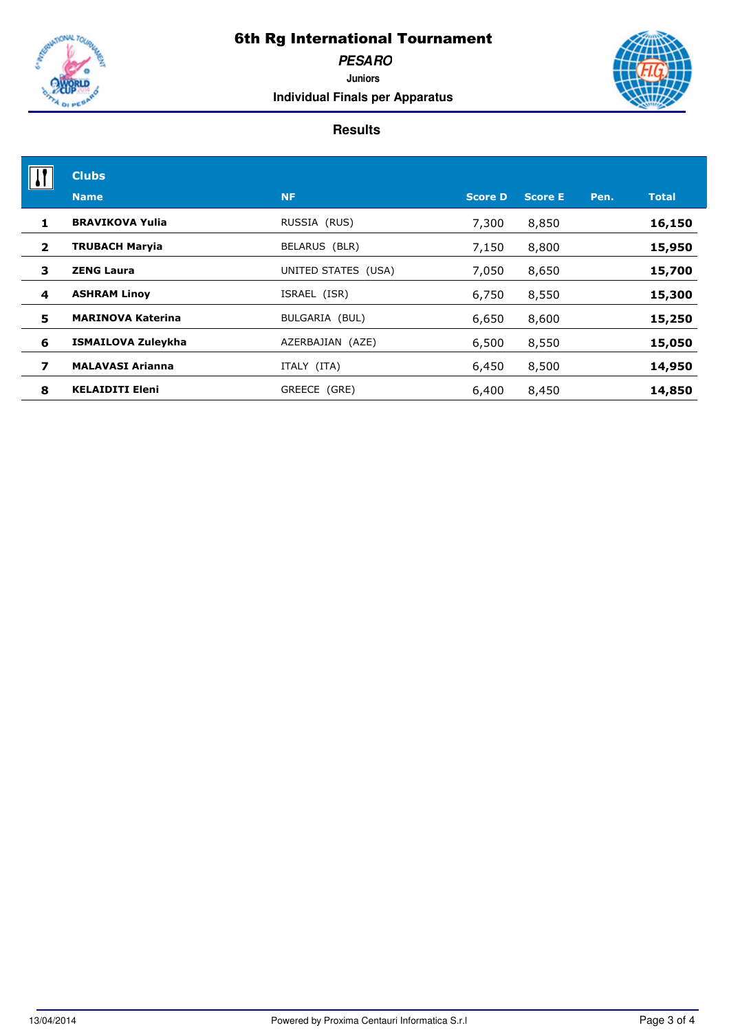# 6th Rg International Tournament

## PESARO

**Juniors**

**Individual Finals per Apparatus**

### Results

**Clubs**

| | Name | NF | Score D | Score E | Pen. | Total |
|---|---|---|---|---|---|---|
| 1 | **BRAVIKOVA Yulia** | RUSSIA (RUS) | 7,300 | 8,850 | | **16,150** |
| 2 | **TRUBACH Maryia** | BELARUS (BLR) | 7,150 | 8,800 | | **15,950** |
| 3 | **ZENG Laura** | UNITED STATES (USA) | 7,050 | 8,650 | | **15,700** |
| 4 | **ASHRAM Linoy** | ISRAEL (ISR) | 6,750 | 8,550 | | **15,300** |
| 5 | **MARINOVA Katerina** | BULGARIA (BUL) | 6,650 | 8,600 | | **15,250** |
| 6 | **ISMAILOVA Zuleykha** | AZERBAJIAN (AZE) | 6,500 | 8,550 | | **15,050** |
| 7 | **MALAVASI Arianna** | ITALY (ITA) | 6,450 | 8,500 | | **14,950** |
| 8 | **KELAIDITI Eleni** | GREECE (GRE) | 6,400 | 8,450 | | **14,850** |

13/04/2014

Powered by Proxima Centauri Informatica S.r.l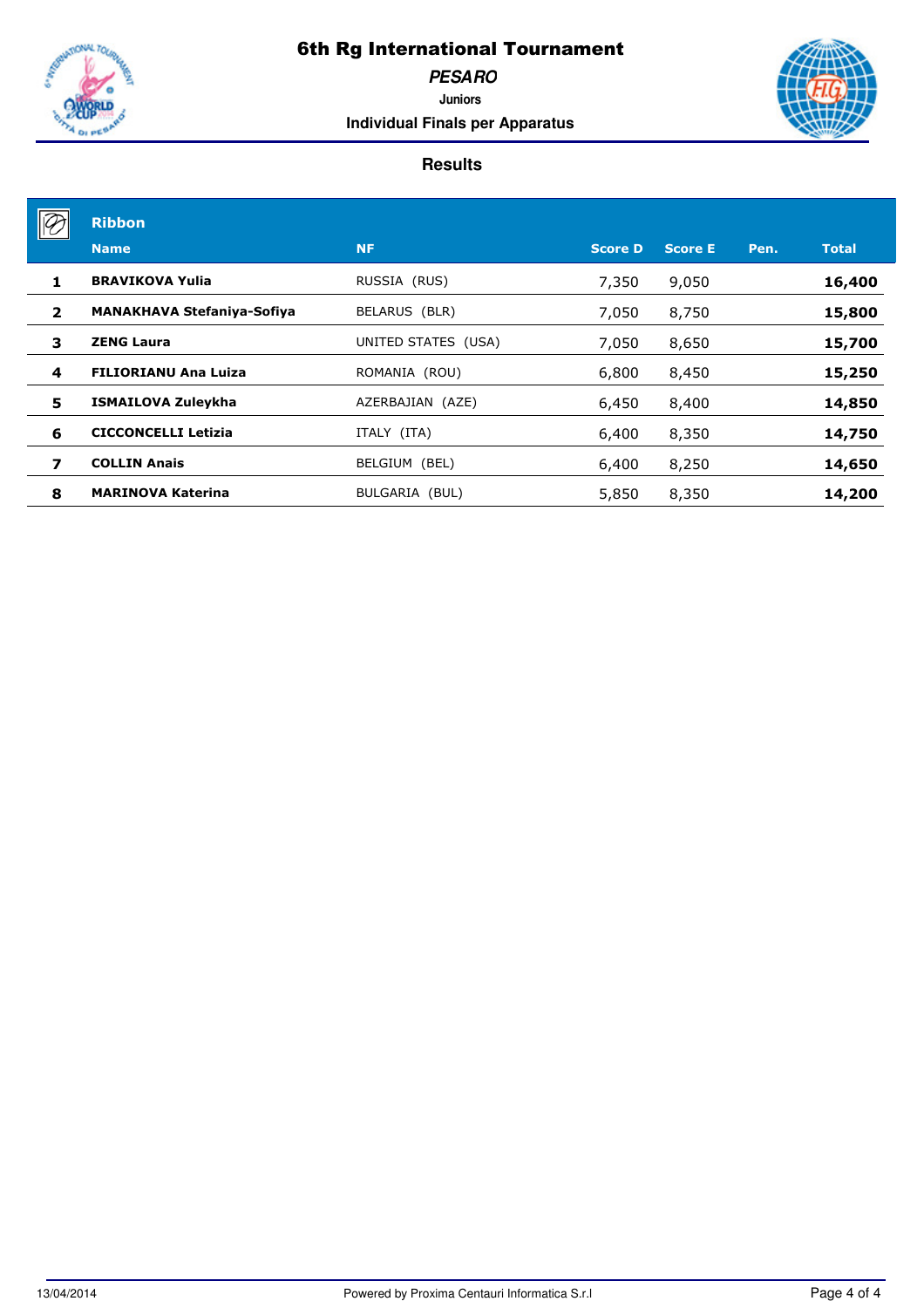# 6th Rg International Tournament

## *PESARO*

**Juniors**

**Individual Finals per Apparatus**

### Results

**Ribbon**

| | Name | NF | Score D | Score E | Pen. | Total |
|---|---|---|---|---|---|---|
| 1 | **BRAVIKOVA Yulia** | RUSSIA (RUS) | 7,350 | 9,050 | | **16,400** |
| 2 | **MANAKHAVA Stefaniya-Sofiya** | BELARUS (BLR) | 7,050 | 8,750 | | **15,800** |
| 3 | **ZENG Laura** | UNITED STATES (USA) | 7,050 | 8,650 | | **15,700** |
| 4 | **FILIORIANU Ana Luiza** | ROMANIA (ROU) | 6,800 | 8,450 | | **15,250** |
| 5 | **ISMAILOVA Zuleykha** | AZERBAJIAN (AZE) | 6,450 | 8,400 | | **14,850** |
| 6 | **CICCONCELLI Letizia** | ITALY (ITA) | 6,400 | 8,350 | | **14,750** |
| 7 | **COLLIN Anais** | BELGIUM (BEL) | 6,400 | 8,250 | | **14,650** |
| 8 | **MARINOVA Katerina** | BULGARIA (BUL) | 5,850 | 8,350 | | **14,200** |

13/04/2014 Powered by Proxima Centauri Informatica S.r.l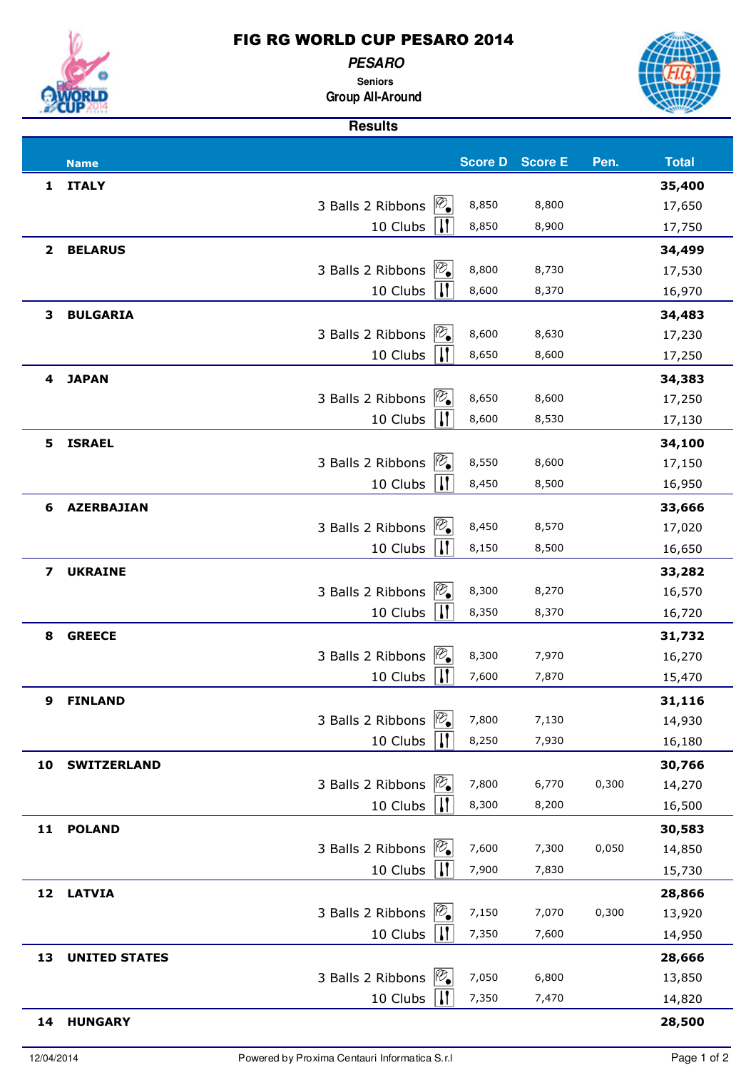# FIG RG WORLD CUP PESARO 2014

*PESARO*

**Seniors**

**Group All-Around**

## Results

| | Name | | Score D | Score E | Pen. | Total |
|---|---|---|---|---|---|---|
| 1 | **ITALY** | | | | | **35,400** |
| | | 3 Balls 2 Ribbons | 8,850 | 8,800 | | 17,650 |
| | | 10 Clubs | 8,850 | 8,900 | | 17,750 |
| 2 | **BELARUS** | | | | | **34,499** |
| | | 3 Balls 2 Ribbons | 8,800 | 8,730 | | 17,530 |
| | | 10 Clubs | 8,600 | 8,370 | | 16,970 |
| 3 | **BULGARIA** | | | | | **34,483** |
| | | 3 Balls 2 Ribbons | 8,600 | 8,630 | | 17,230 |
| | | 10 Clubs | 8,650 | 8,600 | | 17,250 |
| 4 | **JAPAN** | | | | | **34,383** |
| | | 3 Balls 2 Ribbons | 8,650 | 8,600 | | 17,250 |
| | | 10 Clubs | 8,600 | 8,530 | | 17,130 |
| 5 | **ISRAEL** | | | | | **34,100** |
| | | 3 Balls 2 Ribbons | 8,550 | 8,600 | | 17,150 |
| | | 10 Clubs | 8,450 | 8,500 | | 16,950 |
| 6 | **AZERBAJIAN** | | | | | **33,666** |
| | | 3 Balls 2 Ribbons | 8,450 | 8,570 | | 17,020 |
| | | 10 Clubs | 8,150 | 8,500 | | 16,650 |
| 7 | **UKRAINE** | | | | | **33,282** |
| | | 3 Balls 2 Ribbons | 8,300 | 8,270 | | 16,570 |
| | | 10 Clubs | 8,350 | 8,370 | | 16,720 |
| 8 | **GREECE** | | | | | **31,732** |
| | | 3 Balls 2 Ribbons | 8,300 | 7,970 | | 16,270 |
| | | 10 Clubs | 7,600 | 7,870 | | 15,470 |
| 9 | **FINLAND** | | | | | **31,116** |
| | | 3 Balls 2 Ribbons | 7,800 | 7,130 | | 14,930 |
| | | 10 Clubs | 8,250 | 7,930 | | 16,180 |
| 10 | **SWITZERLAND** | | | | | **30,766** |
| | | 3 Balls 2 Ribbons | 7,800 | 6,770 | 0,300 | 14,270 |
| | | 10 Clubs | 8,300 | 8,200 | | 16,500 |
| 11 | **POLAND** | | | | | **30,583** |
| | | 3 Balls 2 Ribbons | 7,600 | 7,300 | 0,050 | 14,850 |
| | | 10 Clubs | 7,900 | 7,830 | | 15,730 |
| 12 | **LATVIA** | | | | | **28,866** |
| | | 3 Balls 2 Ribbons | 7,150 | 7,070 | 0,300 | 13,920 |
| | | 10 Clubs | 7,350 | 7,600 | | 14,950 |
| 13 | **UNITED STATES** | | | | | **28,666** |
| | | 3 Balls 2 Ribbons | 7,050 | 6,800 | | 13,850 |
| | | 10 Clubs | 7,350 | 7,470 | | 14,820 |
| 14 | **HUNGARY** | | | | | **28,500** |

12/04/2014 Powered by Proxima Centauri Informatica S.r.l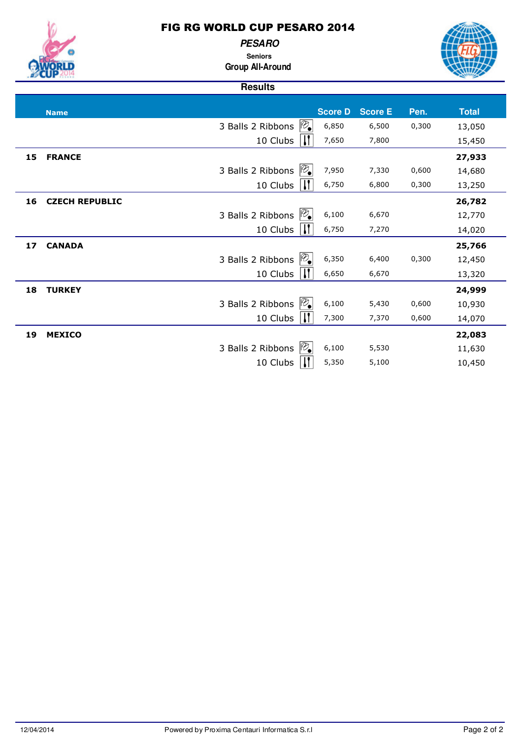# FIG RG WORLD CUP PESARO 2014

***PESARO***

**Seniors**

**Group All-Around**

**Results**

| | Name | | Score D | Score E | Pen. | Total |
|---|---|---|---|---|---|---|
| | | 3 Balls 2 Ribbons | 6,850 | 6,500 | 0,300 | 13,050 |
| | | 10 Clubs | 7,650 | 7,800 | | 15,450 |
| **15** | **FRANCE** | | | | | **27,933** |
| | | 3 Balls 2 Ribbons | 7,950 | 7,330 | 0,600 | 14,680 |
| | | 10 Clubs | 6,750 | 6,800 | 0,300 | 13,250 |
| **16** | **CZECH REPUBLIC** | | | | | **26,782** |
| | | 3 Balls 2 Ribbons | 6,100 | 6,670 | | 12,770 |
| | | 10 Clubs | 6,750 | 7,270 | | 14,020 |
| **17** | **CANADA** | | | | | **25,766** |
| | | 3 Balls 2 Ribbons | 6,350 | 6,400 | 0,300 | 12,450 |
| | | 10 Clubs | 6,650 | 6,670 | | 13,320 |
| **18** | **TURKEY** | | | | | **24,999** |
| | | 3 Balls 2 Ribbons | 6,100 | 5,430 | 0,600 | 10,930 |
| | | 10 Clubs | 7,300 | 7,370 | 0,600 | 14,070 |
| **19** | **MEXICO** | | | | | **22,083** |
| | | 3 Balls 2 Ribbons | 6,100 | 5,530 | | 11,630 |
| | | 10 Clubs | 5,350 | 5,100 | | 10,450 |

12/04/2014

Powered by Proxima Centauri Informatica S.r.l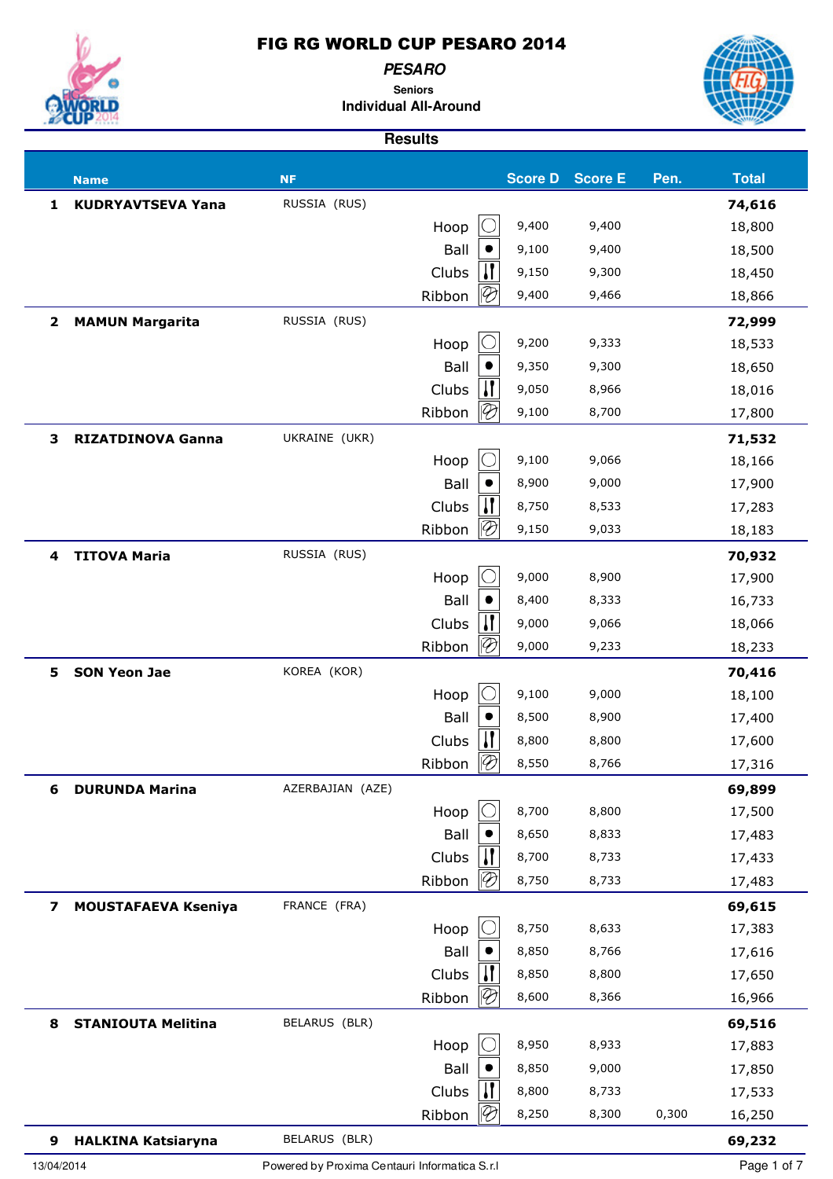# FIG RG WORLD CUP PESARO 2014

## *PESARO*

**Seniors**

**Individual All-Around**

### Results

| | Name | NF | | Score D | Score E | Pen. | Total |
|---|---|---|---|---|---|---|---|
| 1 | **KUDRYAVTSEVA Yana** | RUSSIA (RUS) | | | | | **74,616** |
| | | | Hoop | 9,400 | 9,400 | | 18,800 |
| | | | Ball | 9,100 | 9,400 | | 18,500 |
| | | | Clubs | 9,150 | 9,300 | | 18,450 |
| | | | Ribbon | 9,400 | 9,466 | | 18,866 |
| 2 | **MAMUN Margarita** | RUSSIA (RUS) | | | | | **72,999** |
| | | | Hoop | 9,200 | 9,333 | | 18,533 |
| | | | Ball | 9,350 | 9,300 | | 18,650 |
| | | | Clubs | 9,050 | 8,966 | | 18,016 |
| | | | Ribbon | 9,100 | 8,700 | | 17,800 |
| 3 | **RIZATDINOVA Ganna** | UKRAINE (UKR) | | | | | **71,532** |
| | | | Hoop | 9,100 | 9,066 | | 18,166 |
| | | | Ball | 8,900 | 9,000 | | 17,900 |
| | | | Clubs | 8,750 | 8,533 | | 17,283 |
| | | | Ribbon | 9,150 | 9,033 | | 18,183 |
| 4 | **TITOVA Maria** | RUSSIA (RUS) | | | | | **70,932** |
| | | | Hoop | 9,000 | 8,900 | | 17,900 |
| | | | Ball | 8,400 | 8,333 | | 16,733 |
| | | | Clubs | 9,000 | 9,066 | | 18,066 |
| | | | Ribbon | 9,000 | 9,233 | | 18,233 |
| 5 | **SON Yeon Jae** | KOREA (KOR) | | | | | **70,416** |
| | | | Hoop | 9,100 | 9,000 | | 18,100 |
| | | | Ball | 8,500 | 8,900 | | 17,400 |
| | | | Clubs | 8,800 | 8,800 | | 17,600 |
| | | | Ribbon | 8,550 | 8,766 | | 17,316 |
| 6 | **DURUNDA Marina** | AZERBAJIAN (AZE) | | | | | **69,899** |
| | | | Hoop | 8,700 | 8,800 | | 17,500 |
| | | | Ball | 8,650 | 8,833 | | 17,483 |
| | | | Clubs | 8,700 | 8,733 | | 17,433 |
| | | | Ribbon | 8,750 | 8,733 | | 17,483 |
| 7 | **MOUSTAFAEVA Kseniya** | FRANCE (FRA) | | | | | **69,615** |
| | | | Hoop | 8,750 | 8,633 | | 17,383 |
| | | | Ball | 8,850 | 8,766 | | 17,616 |
| | | | Clubs | 8,850 | 8,800 | | 17,650 |
| | | | Ribbon | 8,600 | 8,366 | | 16,966 |
| 8 | **STANIOUTA Melitina** | BELARUS (BLR) | | | | | **69,516** |
| | | | Hoop | 8,950 | 8,933 | | 17,883 |
| | | | Ball | 8,850 | 9,000 | | 17,850 |
| | | | Clubs | 8,800 | 8,733 | | 17,533 |
| | | | Ribbon | 8,250 | 8,300 | 0,300 | 16,250 |
| 9 | **HALKINA Katsiaryna** | BELARUS (BLR) | | | | | **69,232** |

13/04/2014 Powered by Proxima Centauri Informatica S.r.l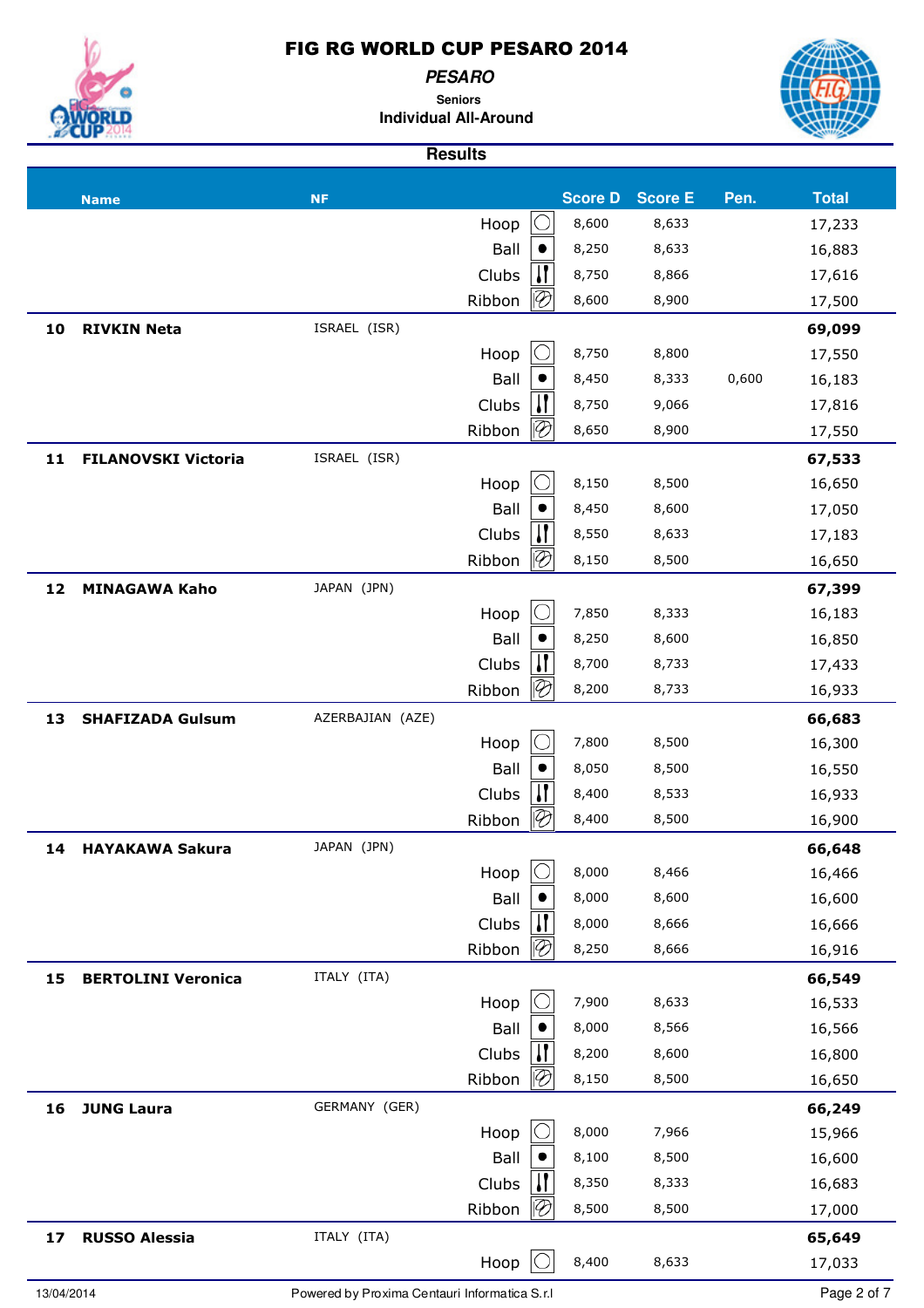# FIG RG WORLD CUP PESARO 2014

***PESARO***

**Seniors**

**Individual All-Around**

**Results**

| Rank | Name | NF | Apparatus | Score D | Score E | Pen. | Total |
|---|---|---|---|---|---|---|---|
| | | | Hoop | 8,600 | 8,633 | | 17,233 |
| | | | Ball | 8,250 | 8,633 | | 16,883 |
| | | | Clubs | 8,750 | 8,866 | | 17,616 |
| | | | Ribbon | 8,600 | 8,900 | | 17,500 |
| **10** | **RIVKIN Neta** | ISRAEL (ISR) | | | | | **69,099** |
| | | | Hoop | 8,750 | 8,800 | | 17,550 |
| | | | Ball | 8,450 | 8,333 | 0,600 | 16,183 |
| | | | Clubs | 8,750 | 9,066 | | 17,816 |
| | | | Ribbon | 8,650 | 8,900 | | 17,550 |
| **11** | **FILANOVSKI Victoria** | ISRAEL (ISR) | | | | | **67,533** |
| | | | Hoop | 8,150 | 8,500 | | 16,650 |
| | | | Ball | 8,450 | 8,600 | | 17,050 |
| | | | Clubs | 8,550 | 8,633 | | 17,183 |
| | | | Ribbon | 8,150 | 8,500 | | 16,650 |
| **12** | **MINAGAWA Kaho** | JAPAN (JPN) | | | | | **67,399** |
| | | | Hoop | 7,850 | 8,333 | | 16,183 |
| | | | Ball | 8,250 | 8,600 | | 16,850 |
| | | | Clubs | 8,700 | 8,733 | | 17,433 |
| | | | Ribbon | 8,200 | 8,733 | | 16,933 |
| **13** | **SHAFIZADA Gulsum** | AZERBAJIAN (AZE) | | | | | **66,683** |
| | | | Hoop | 7,800 | 8,500 | | 16,300 |
| | | | Ball | 8,050 | 8,500 | | 16,550 |
| | | | Clubs | 8,400 | 8,533 | | 16,933 |
| | | | Ribbon | 8,400 | 8,500 | | 16,900 |
| **14** | **HAYAKAWA Sakura** | JAPAN (JPN) | | | | | **66,648** |
| | | | Hoop | 8,000 | 8,466 | | 16,466 |
| | | | Ball | 8,000 | 8,600 | | 16,600 |
| | | | Clubs | 8,000 | 8,666 | | 16,666 |
| | | | Ribbon | 8,250 | 8,666 | | 16,916 |
| **15** | **BERTOLINI Veronica** | ITALY (ITA) | | | | | **66,549** |
| | | | Hoop | 7,900 | 8,633 | | 16,533 |
| | | | Ball | 8,000 | 8,566 | | 16,566 |
| | | | Clubs | 8,200 | 8,600 | | 16,800 |
| | | | Ribbon | 8,150 | 8,500 | | 16,650 |
| **16** | **JUNG Laura** | GERMANY (GER) | | | | | **66,249** |
| | | | Hoop | 8,000 | 7,966 | | 15,966 |
| | | | Ball | 8,100 | 8,500 | | 16,600 |
| | | | Clubs | 8,350 | 8,333 | | 16,683 |
| | | | Ribbon | 8,500 | 8,500 | | 17,000 |
| **17** | **RUSSO Alessia** | ITALY (ITA) | | | | | **65,649** |
| | | | Hoop | 8,400 | 8,633 | | 17,033 |

13/04/2014

Powered by Proxima Centauri Informatica S.r.l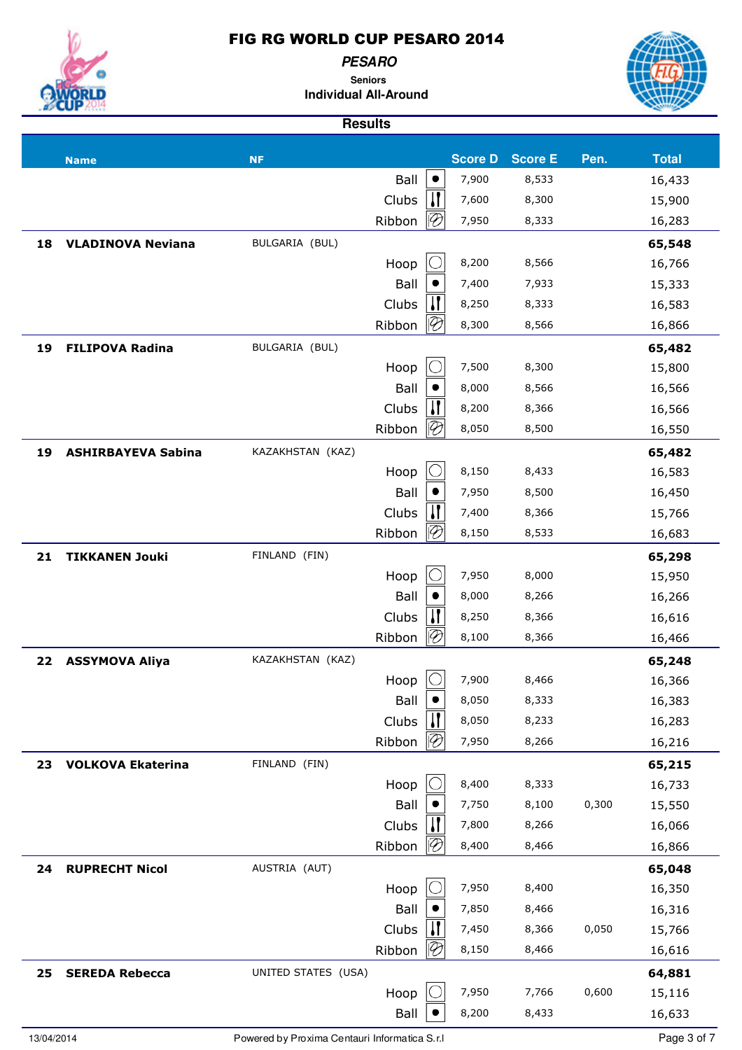# FIG RG WORLD CUP PESARO 2014

*PESARO*

**Seniors**

**Individual All-Around**

## Results

| | Name | NF | Apparatus | Score D | Score E | Pen. | Total |
|---|---|---|---|---|---|---|---|
| | | | Ball | 7,900 | 8,533 | | 16,433 |
| | | | Clubs | 7,600 | 8,300 | | 15,900 |
| | | | Ribbon | 7,950 | 8,333 | | 16,283 |
| **18** | **VLADINOVA Neviana** | BULGARIA (BUL) | | | | | **65,548** |
| | | | Hoop | 8,200 | 8,566 | | 16,766 |
| | | | Ball | 7,400 | 7,933 | | 15,333 |
| | | | Clubs | 8,250 | 8,333 | | 16,583 |
| | | | Ribbon | 8,300 | 8,566 | | 16,866 |
| **19** | **FILIPOVA Radina** | BULGARIA (BUL) | | | | | **65,482** |
| | | | Hoop | 7,500 | 8,300 | | 15,800 |
| | | | Ball | 8,000 | 8,566 | | 16,566 |
| | | | Clubs | 8,200 | 8,366 | | 16,566 |
| | | | Ribbon | 8,050 | 8,500 | | 16,550 |
| **19** | **ASHIRBAYEVA Sabina** | KAZAKHSTAN (KAZ) | | | | | **65,482** |
| | | | Hoop | 8,150 | 8,433 | | 16,583 |
| | | | Ball | 7,950 | 8,500 | | 16,450 |
| | | | Clubs | 7,400 | 8,366 | | 15,766 |
| | | | Ribbon | 8,150 | 8,533 | | 16,683 |
| **21** | **TIKKANEN Jouki** | FINLAND (FIN) | | | | | **65,298** |
| | | | Hoop | 7,950 | 8,000 | | 15,950 |
| | | | Ball | 8,000 | 8,266 | | 16,266 |
| | | | Clubs | 8,250 | 8,366 | | 16,616 |
| | | | Ribbon | 8,100 | 8,366 | | 16,466 |
| **22** | **ASSYMOVA Aliya** | KAZAKHSTAN (KAZ) | | | | | **65,248** |
| | | | Hoop | 7,900 | 8,466 | | 16,366 |
| | | | Ball | 8,050 | 8,333 | | 16,383 |
| | | | Clubs | 8,050 | 8,233 | | 16,283 |
| | | | Ribbon | 7,950 | 8,266 | | 16,216 |
| **23** | **VOLKOVA Ekaterina** | FINLAND (FIN) | | | | | **65,215** |
| | | | Hoop | 8,400 | 8,333 | | 16,733 |
| | | | Ball | 7,750 | 8,100 | 0,300 | 15,550 |
| | | | Clubs | 7,800 | 8,266 | | 16,066 |
| | | | Ribbon | 8,400 | 8,466 | | 16,866 |
| **24** | **RUPRECHT Nicol** | AUSTRIA (AUT) | | | | | **65,048** |
| | | | Hoop | 7,950 | 8,400 | | 16,350 |
| | | | Ball | 7,850 | 8,466 | | 16,316 |
| | | | Clubs | 7,450 | 8,366 | 0,050 | 15,766 |
| | | | Ribbon | 8,150 | 8,466 | | 16,616 |
| **25** | **SEREDA Rebecca** | UNITED STATES (USA) | | | | | **64,881** |
| | | | Hoop | 7,950 | 7,766 | 0,600 | 15,116 |
| | | | Ball | 8,200 | 8,433 | | 16,633 |

13/04/2014

Powered by Proxima Centauri Informatica S.r.l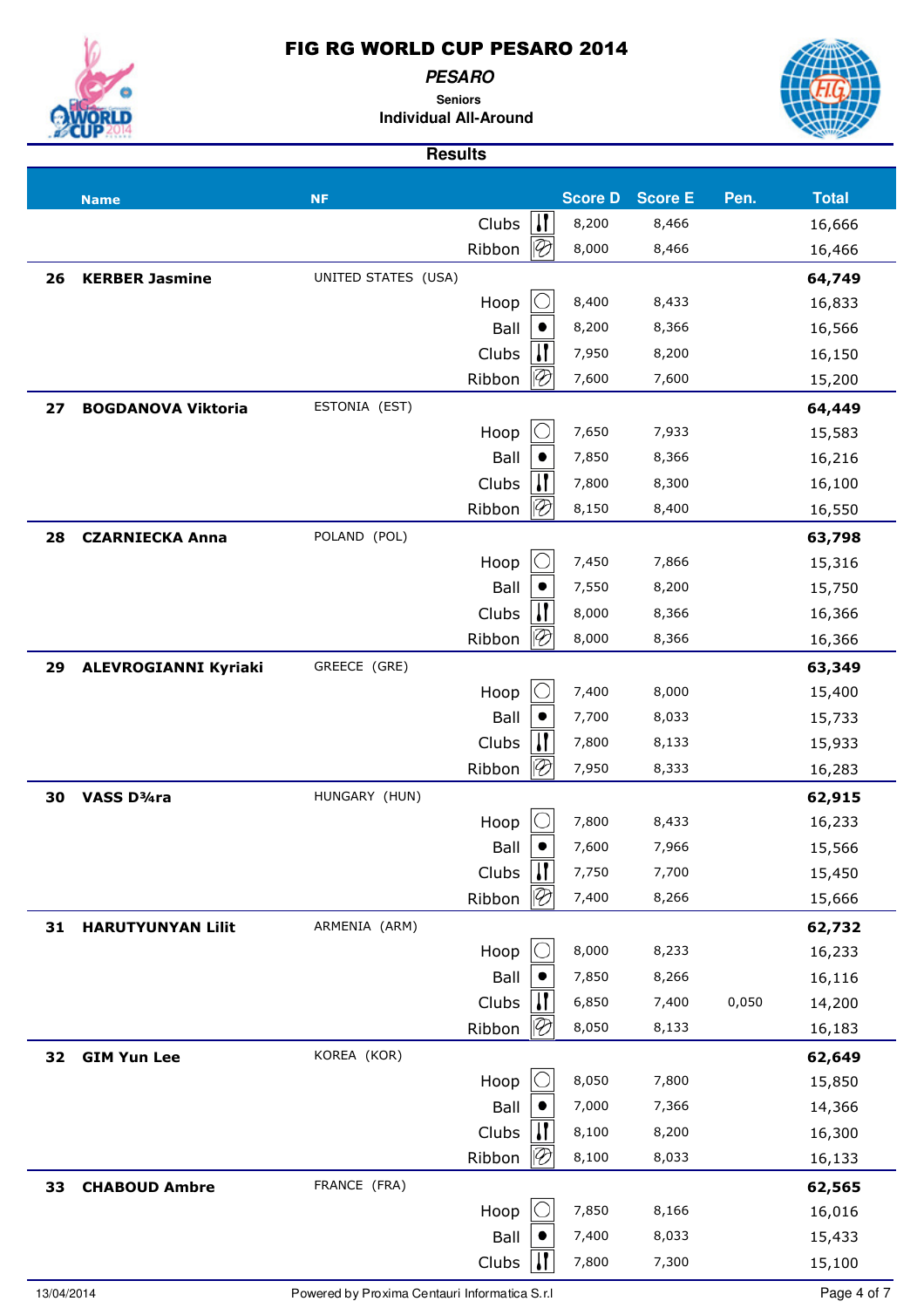# FIG RG WORLD CUP PESARO 2014

***PESARO***

**Seniors**

**Individual All-Around**

## Results

| | Name | NF | Apparatus | Score D | Score E | Pen. | Total |
|---|---|---|---|---|---|---|---|
| | | | Clubs | 8,200 | 8,466 | | 16,666 |
| | | | Ribbon | 8,000 | 8,466 | | 16,466 |
| **26** | **KERBER Jasmine** | UNITED STATES (USA) | | | | | **64,749** |
| | | | Hoop | 8,400 | 8,433 | | 16,833 |
| | | | Ball | 8,200 | 8,366 | | 16,566 |
| | | | Clubs | 7,950 | 8,200 | | 16,150 |
| | | | Ribbon | 7,600 | 7,600 | | 15,200 |
| **27** | **BOGDANOVA Viktoria** | ESTONIA (EST) | | | | | **64,449** |
| | | | Hoop | 7,650 | 7,933 | | 15,583 |
| | | | Ball | 7,850 | 8,366 | | 16,216 |
| | | | Clubs | 7,800 | 8,300 | | 16,100 |
| | | | Ribbon | 8,150 | 8,400 | | 16,550 |
| **28** | **CZARNIECKA Anna** | POLAND (POL) | | | | | **63,798** |
| | | | Hoop | 7,450 | 7,866 | | 15,316 |
| | | | Ball | 7,550 | 8,200 | | 15,750 |
| | | | Clubs | 8,000 | 8,366 | | 16,366 |
| | | | Ribbon | 8,000 | 8,366 | | 16,366 |
| **29** | **ALEVROGIANNI Kyriaki** | GREECE (GRE) | | | | | **63,349** |
| | | | Hoop | 7,400 | 8,000 | | 15,400 |
| | | | Ball | 7,700 | 8,033 | | 15,733 |
| | | | Clubs | 7,800 | 8,133 | | 15,933 |
| | | | Ribbon | 7,950 | 8,333 | | 16,283 |
| **30** | **VASS D¾ra** | HUNGARY (HUN) | | | | | **62,915** |
| | | | Hoop | 7,800 | 8,433 | | 16,233 |
| | | | Ball | 7,600 | 7,966 | | 15,566 |
| | | | Clubs | 7,750 | 7,700 | | 15,450 |
| | | | Ribbon | 7,400 | 8,266 | | 15,666 |
| **31** | **HARUTYUNYAN Lilit** | ARMENIA (ARM) | | | | | **62,732** |
| | | | Hoop | 8,000 | 8,233 | | 16,233 |
| | | | Ball | 7,850 | 8,266 | | 16,116 |
| | | | Clubs | 6,850 | 7,400 | 0,050 | 14,200 |
| | | | Ribbon | 8,050 | 8,133 | | 16,183 |
| **32** | **GIM Yun Lee** | KOREA (KOR) | | | | | **62,649** |
| | | | Hoop | 8,050 | 7,800 | | 15,850 |
| | | | Ball | 7,000 | 7,366 | | 14,366 |
| | | | Clubs | 8,100 | 8,200 | | 16,300 |
| | | | Ribbon | 8,100 | 8,033 | | 16,133 |
| **33** | **CHABOUD Ambre** | FRANCE (FRA) | | | | | **62,565** |
| | | | Hoop | 7,850 | 8,166 | | 16,016 |
| | | | Ball | 7,400 | 8,033 | | 15,433 |
| | | | Clubs | 7,800 | 7,300 | | 15,100 |

13/04/2014 Powered by Proxima Centauri Informatica S.r.l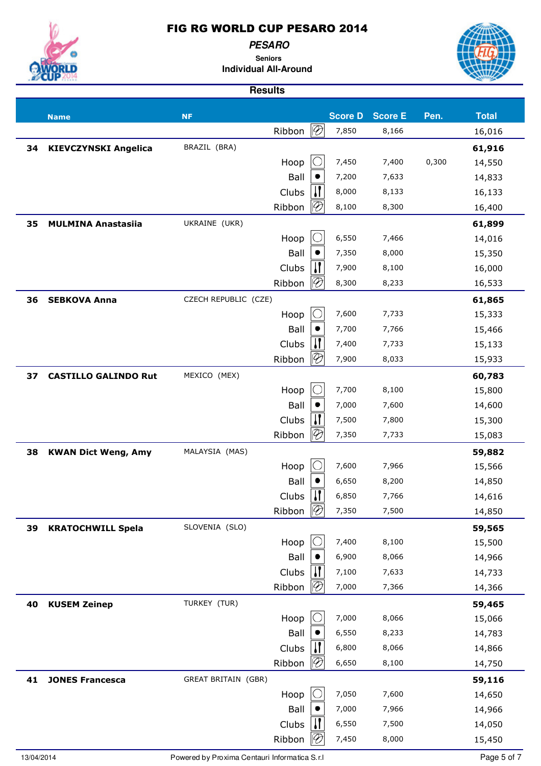# FIG RG WORLD CUP PESARO 2014

***PESARO***

**Seniors**

**Individual All-Around**

**Results**

| | Name | NF | Apparatus | Score D | Score E | Pen. | Total |
|---|---|---|---|---|---|---|---|
| | | | Ribbon | 7,850 | 8,166 | | 16,016 |
| **34** | **KIEVCZYNSKI Angelica** | BRAZIL (BRA) | | | | | **61,916** |
| | | | Hoop | 7,450 | 7,400 | 0,300 | 14,550 |
| | | | Ball | 7,200 | 7,633 | | 14,833 |
| | | | Clubs | 8,000 | 8,133 | | 16,133 |
| | | | Ribbon | 8,100 | 8,300 | | 16,400 |
| **35** | **MULMINA Anastasiia** | UKRAINE (UKR) | | | | | **61,899** |
| | | | Hoop | 6,550 | 7,466 | | 14,016 |
| | | | Ball | 7,350 | 8,000 | | 15,350 |
| | | | Clubs | 7,900 | 8,100 | | 16,000 |
| | | | Ribbon | 8,300 | 8,233 | | 16,533 |
| **36** | **SEBKOVA Anna** | CZECH REPUBLIC (CZE) | | | | | **61,865** |
| | | | Hoop | 7,600 | 7,733 | | 15,333 |
| | | | Ball | 7,700 | 7,766 | | 15,466 |
| | | | Clubs | 7,400 | 7,733 | | 15,133 |
| | | | Ribbon | 7,900 | 8,033 | | 15,933 |
| **37** | **CASTILLO GALINDO Rut** | MEXICO (MEX) | | | | | **60,783** |
| | | | Hoop | 7,700 | 8,100 | | 15,800 |
| | | | Ball | 7,000 | 7,600 | | 14,600 |
| | | | Clubs | 7,500 | 7,800 | | 15,300 |
| | | | Ribbon | 7,350 | 7,733 | | 15,083 |
| **38** | **KWAN Dict Weng, Amy** | MALAYSIA (MAS) | | | | | **59,882** |
| | | | Hoop | 7,600 | 7,966 | | 15,566 |
| | | | Ball | 6,650 | 8,200 | | 14,850 |
| | | | Clubs | 6,850 | 7,766 | | 14,616 |
| | | | Ribbon | 7,350 | 7,500 | | 14,850 |
| **39** | **KRATOCHWILL Spela** | SLOVENIA (SLO) | | | | | **59,565** |
| | | | Hoop | 7,400 | 8,100 | | 15,500 |
| | | | Ball | 6,900 | 8,066 | | 14,966 |
| | | | Clubs | 7,100 | 7,633 | | 14,733 |
| | | | Ribbon | 7,000 | 7,366 | | 14,366 |
| **40** | **KUSEM Zeinep** | TURKEY (TUR) | | | | | **59,465** |
| | | | Hoop | 7,000 | 8,066 | | 15,066 |
| | | | Ball | 6,550 | 8,233 | | 14,783 |
| | | | Clubs | 6,800 | 8,066 | | 14,866 |
| | | | Ribbon | 6,650 | 8,100 | | 14,750 |
| **41** | **JONES Francesca** | GREAT BRITAIN (GBR) | | | | | **59,116** |
| | | | Hoop | 7,050 | 7,600 | | 14,650 |
| | | | Ball | 7,000 | 7,966 | | 14,966 |
| | | | Clubs | 6,550 | 7,500 | | 14,050 |
| | | | Ribbon | 7,450 | 8,000 | | 15,450 |

13/04/2014 Powered by Proxima Centauri Informatica S.r.l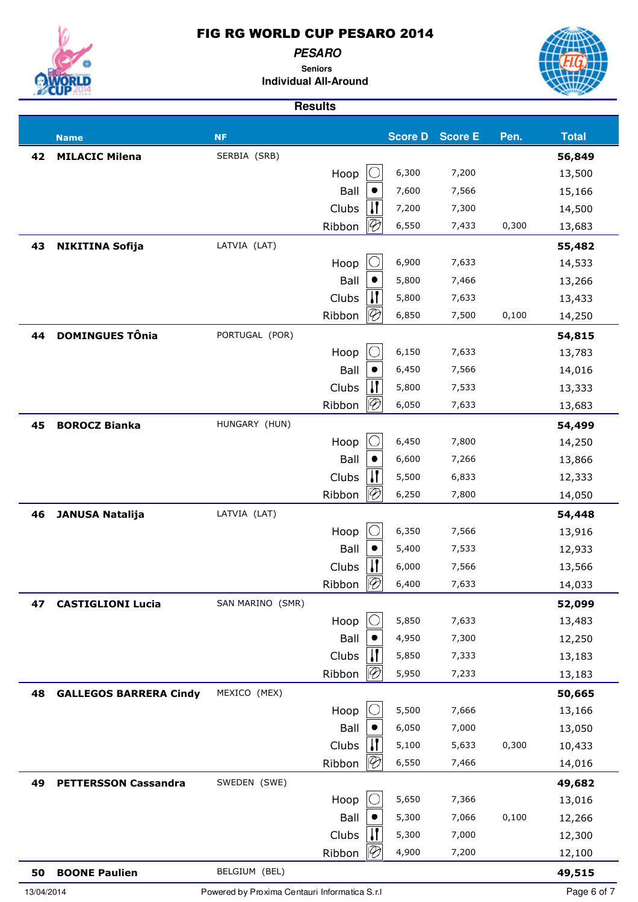# FIG RG WORLD CUP PESARO 2014

***PESARO***

**Seniors**

**Individual All-Around**

**Results**

| | Name | NF | | Score D | Score E | Pen. | Total |
|---|---|---|---|---|---|---|---|
| **42** | **MILACIC Milena** | SERBIA (SRB) | | | | | **56,849** |
| | | | Hoop | 6,300 | 7,200 | | 13,500 |
| | | | Ball | 7,600 | 7,566 | | 15,166 |
| | | | Clubs | 7,200 | 7,300 | | 14,500 |
| | | | Ribbon | 6,550 | 7,433 | 0,300 | 13,683 |
| **43** | **NIKITINA Sofija** | LATVIA (LAT) | | | | | **55,482** |
| | | | Hoop | 6,900 | 7,633 | | 14,533 |
| | | | Ball | 5,800 | 7,466 | | 13,266 |
| | | | Clubs | 5,800 | 7,633 | | 13,433 |
| | | | Ribbon | 6,850 | 7,500 | 0,100 | 14,250 |
| **44** | **DOMINGUES TÔnia** | PORTUGAL (POR) | | | | | **54,815** |
| | | | Hoop | 6,150 | 7,633 | | 13,783 |
| | | | Ball | 6,450 | 7,566 | | 14,016 |
| | | | Clubs | 5,800 | 7,533 | | 13,333 |
| | | | Ribbon | 6,050 | 7,633 | | 13,683 |
| **45** | **BOROCZ Bianka** | HUNGARY (HUN) | | | | | **54,499** |
| | | | Hoop | 6,450 | 7,800 | | 14,250 |
| | | | Ball | 6,600 | 7,266 | | 13,866 |
| | | | Clubs | 5,500 | 6,833 | | 12,333 |
| | | | Ribbon | 6,250 | 7,800 | | 14,050 |
| **46** | **JANUSA Natalija** | LATVIA (LAT) | | | | | **54,448** |
| | | | Hoop | 6,350 | 7,566 | | 13,916 |
| | | | Ball | 5,400 | 7,533 | | 12,933 |
| | | | Clubs | 6,000 | 7,566 | | 13,566 |
| | | | Ribbon | 6,400 | 7,633 | | 14,033 |
| **47** | **CASTIGLIONI Lucia** | SAN MARINO (SMR) | | | | | **52,099** |
| | | | Hoop | 5,850 | 7,633 | | 13,483 |
| | | | Ball | 4,950 | 7,300 | | 12,250 |
| | | | Clubs | 5,850 | 7,333 | | 13,183 |
| | | | Ribbon | 5,950 | 7,233 | | 13,183 |
| **48** | **GALLEGOS BARRERA Cindy** | MEXICO (MEX) | | | | | **50,665** |
| | | | Hoop | 5,500 | 7,666 | | 13,166 |
| | | | Ball | 6,050 | 7,000 | | 13,050 |
| | | | Clubs | 5,100 | 5,633 | 0,300 | 10,433 |
| | | | Ribbon | 6,550 | 7,466 | | 14,016 |
| **49** | **PETTERSSON Cassandra** | SWEDEN (SWE) | | | | | **49,682** |
| | | | Hoop | 5,650 | 7,366 | | 13,016 |
| | | | Ball | 5,300 | 7,066 | 0,100 | 12,266 |
| | | | Clubs | 5,300 | 7,000 | | 12,300 |
| | | | Ribbon | 4,900 | 7,200 | | 12,100 |
| **50** | **BOONE Paulien** | BELGIUM (BEL) | | | | | **49,515** |

13/04/2014 Powered by Proxima Centauri Informatica S.r.l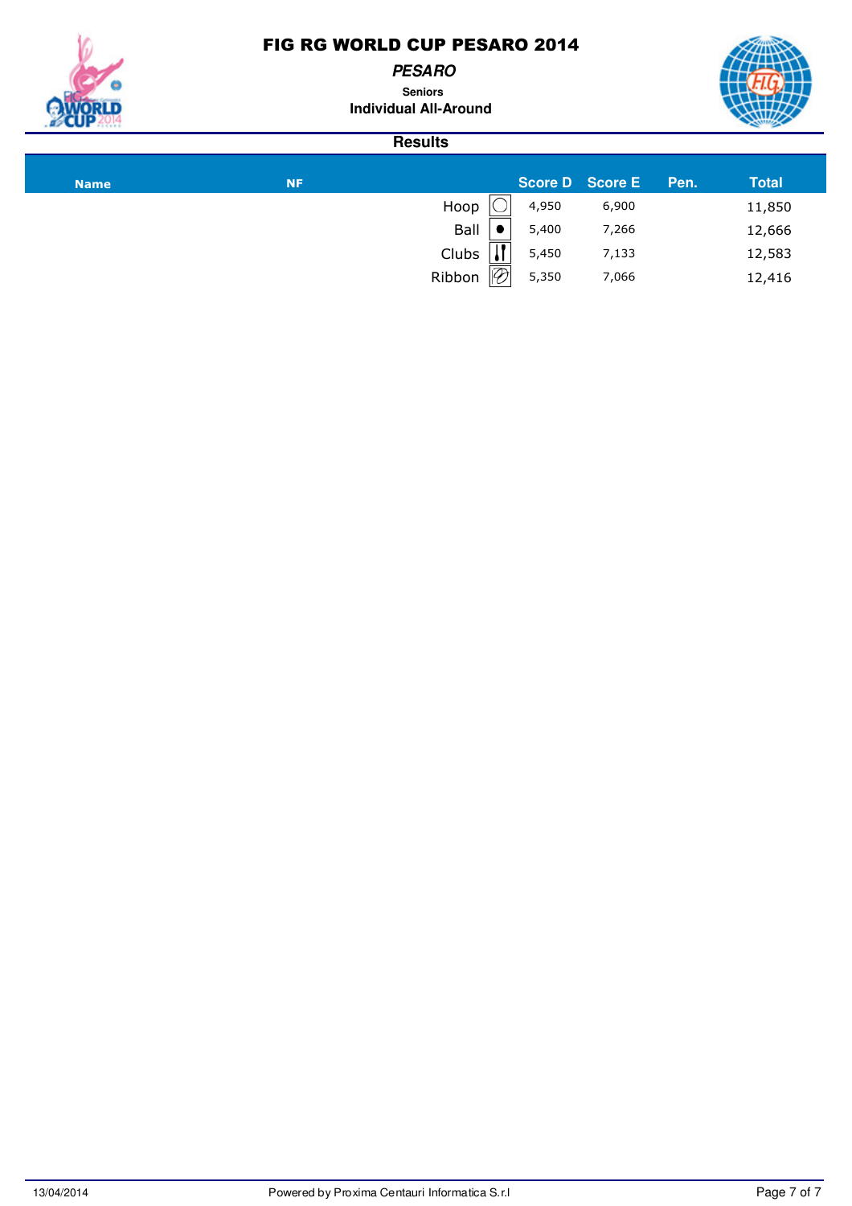# FIG RG WORLD CUP PESARO 2014

***PESARO***

**Seniors**

**Individual All-Around**

## Results

| Name | NF | | Score D | Score E | Pen. | Total |
|---|---|---|---|---|---|---|
| | | Hoop | 4,950 | 6,900 | | 11,850 |
| | | Ball | 5,400 | 7,266 | | 12,666 |
| | | Clubs | 5,450 | 7,133 | | 12,583 |
| | | Ribbon | 5,350 | 7,066 | | 12,416 |

13/04/2014 Powered by Proxima Centauri Informatica S.r.l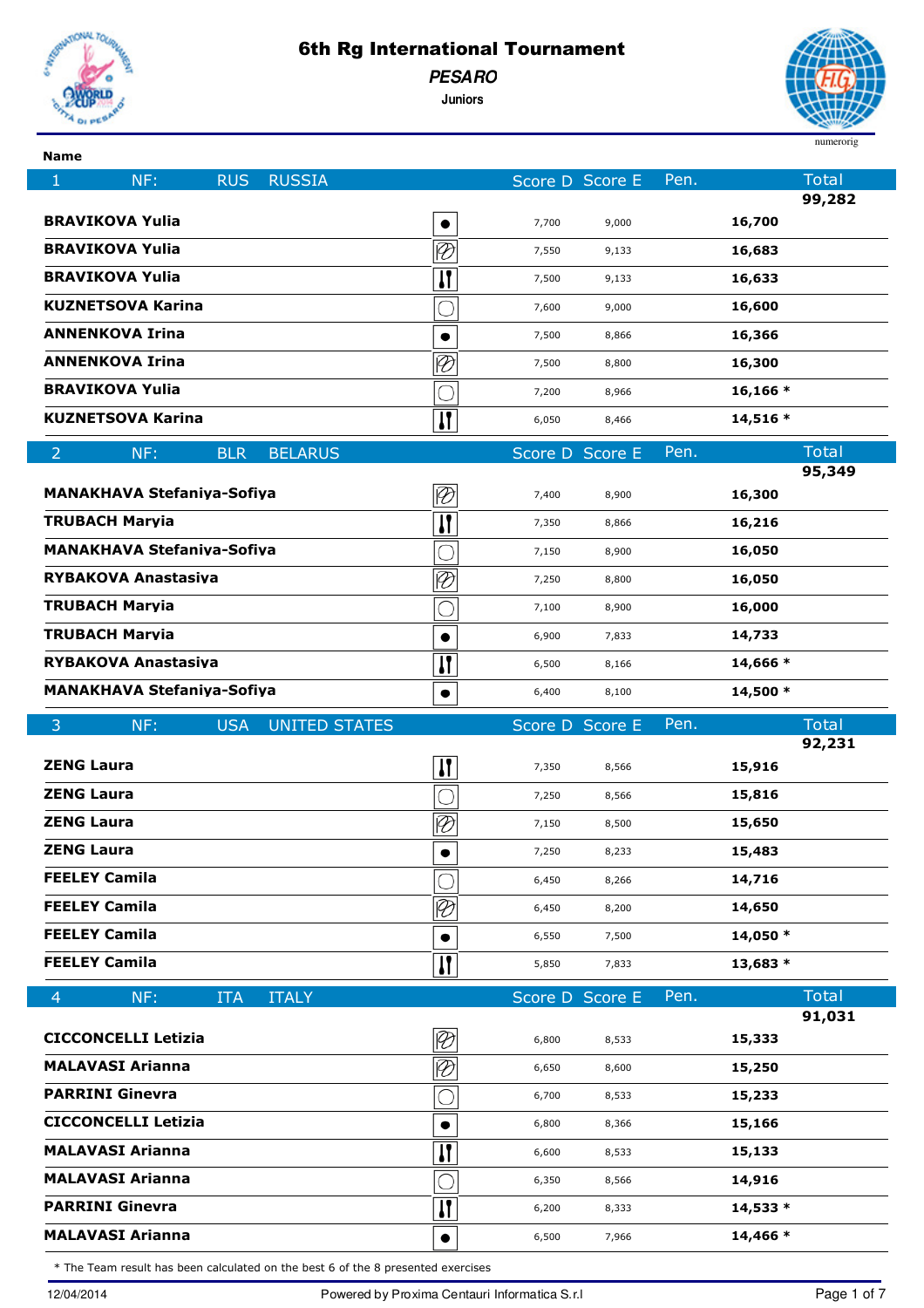# 6th Rg International Tournament

*PESARO*

**Juniors**

numerorig

| Name | | Score D | Score E | Pen. | Total |
|---|---|---|---|---|---|
| **1 NF: RUS RUSSIA** | | | | | **99,282** |
| **BRAVIKOVA Yulia** | Ball | 7,700 | 9,000 | | **16,700** |
| **BRAVIKOVA Yulia** | Ribbon | 7,550 | 9,133 | | **16,683** |
| **BRAVIKOVA Yulia** | Clubs | 7,500 | 9,133 | | **16,633** |
| **KUZNETSOVA Karina** | Hoop | 7,600 | 9,000 | | **16,600** |
| **ANNENKOVA Irina** | Ball | 7,500 | 8,866 | | **16,366** |
| **ANNENKOVA Irina** | Ribbon | 7,500 | 8,800 | | **16,300** |
| **BRAVIKOVA Yulia** | Hoop | 7,200 | 8,966 | | **16,166 *** |
| **KUZNETSOVA Karina** | Clubs | 6,050 | 8,466 | | **14,516 *** |
| **2 NF: BLR BELARUS** | | | | | **95,349** |
| **MANAKHAVA Stefaniya-Sofiya** | Ribbon | 7,400 | 8,900 | | **16,300** |
| **TRUBACH Maryia** | Clubs | 7,350 | 8,866 | | **16,216** |
| **MANAKHAVA Stefaniya-Sofiya** | Hoop | 7,150 | 8,900 | | **16,050** |
| **RYBAKOVA Anastasiya** | Ribbon | 7,250 | 8,800 | | **16,050** |
| **TRUBACH Maryia** | Hoop | 7,100 | 8,900 | | **16,000** |
| **TRUBACH Maryia** | Ball | 6,900 | 7,833 | | **14,733** |
| **RYBAKOVA Anastasiya** | Clubs | 6,500 | 8,166 | | **14,666 *** |
| **MANAKHAVA Stefaniya-Sofiya** | Ball | 6,400 | 8,100 | | **14,500 *** |
| **3 NF: USA UNITED STATES** | | | | | **92,231** |
| **ZENG Laura** | Clubs | 7,350 | 8,566 | | **15,916** |
| **ZENG Laura** | Hoop | 7,250 | 8,566 | | **15,816** |
| **ZENG Laura** | Ribbon | 7,150 | 8,500 | | **15,650** |
| **ZENG Laura** | Ball | 7,250 | 8,233 | | **15,483** |
| **FEELEY Camila** | Hoop | 6,450 | 8,266 | | **14,716** |
| **FEELEY Camila** | Ribbon | 6,450 | 8,200 | | **14,650** |
| **FEELEY Camila** | Ball | 6,550 | 7,500 | | **14,050 *** |
| **FEELEY Camila** | Clubs | 5,850 | 7,833 | | **13,683 *** |
| **4 NF: ITA ITALY** | | | | | **91,031** |
| **CICCONCELLI Letizia** | Ribbon | 6,800 | 8,533 | | **15,333** |
| **MALAVASI Arianna** | Ribbon | 6,650 | 8,600 | | **15,250** |
| **PARRINI Ginevra** | Hoop | 6,700 | 8,533 | | **15,233** |
| **CICCONCELLI Letizia** | Ball | 6,800 | 8,366 | | **15,166** |
| **MALAVASI Arianna** | Clubs | 6,600 | 8,533 | | **15,133** |
| **MALAVASI Arianna** | Hoop | 6,350 | 8,566 | | **14,916** |
| **PARRINI Ginevra** | Clubs | 6,200 | 8,333 | | **14,533 *** |
| **MALAVASI Arianna** | Ball | 6,500 | 7,966 | | **14,466 *** |

* The Team result has been calculated on the best 6 of the 8 presented exercises

12/04/2014 Powered by Proxima Centauri Informatica S.r.l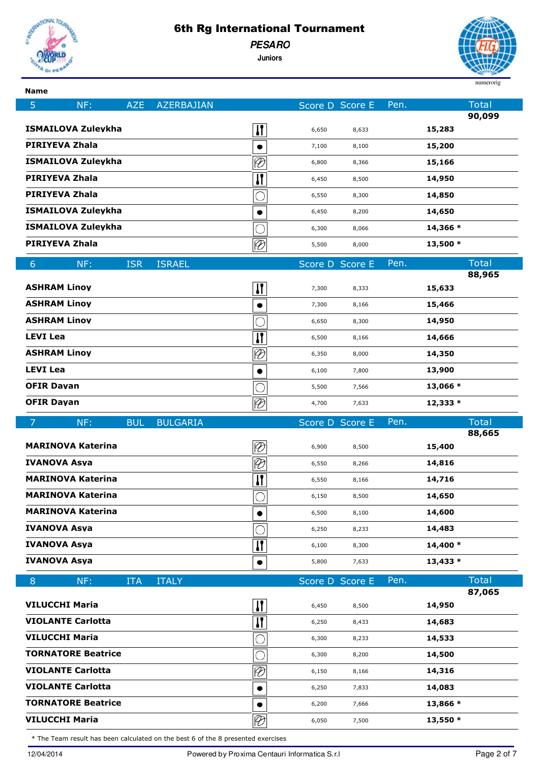# 6th Rg International Tournament

*PESARO*

**Juniors**

numerorig

| Name | | Score D | Score E | Pen. | Total |
|---|---|---|---|---|---|
| **5 NF: AZE AZERBAJIAN** | | | | | **90,099** |
| **ISMAILOVA Zuleykha** | Clubs | 6,650 | 8,633 | | **15,283** |
| **PIRIYEVA Zhala** | Ball | 7,100 | 8,100 | | **15,200** |
| **ISMAILOVA Zuleykha** | Ribbon | 6,800 | 8,366 | | **15,166** |
| **PIRIYEVA Zhala** | Clubs | 6,450 | 8,500 | | **14,950** |
| **PIRIYEVA Zhala** | Hoop | 6,550 | 8,300 | | **14,850** |
| **ISMAILOVA Zuleykha** | Ball | 6,450 | 8,200 | | **14,650** |
| **ISMAILOVA Zuleykha** | Hoop | 6,300 | 8,066 | | **14,366 *** |
| **PIRIYEVA Zhala** | Ribbon | 5,500 | 8,000 | | **13,500 *** |
| **6 NF: ISR ISRAEL** | | | | | **88,965** |
| **ASHRAM Linoy** | Clubs | 7,300 | 8,333 | | **15,633** |
| **ASHRAM Linoy** | Ball | 7,300 | 8,166 | | **15,466** |
| **ASHRAM Linoy** | Hoop | 6,650 | 8,300 | | **14,950** |
| **LEVI Lea** | Clubs | 6,500 | 8,166 | | **14,666** |
| **ASHRAM Linoy** | Ribbon | 6,350 | 8,000 | | **14,350** |
| **LEVI Lea** | Ball | 6,100 | 7,800 | | **13,900** |
| **OFIR Dayan** | Hoop | 5,500 | 7,566 | | **13,066 *** |
| **OFIR Dayan** | Ribbon | 4,700 | 7,633 | | **12,333 *** |
| **7 NF: BUL BULGARIA** | | | | | **88,665** |
| **MARINOVA Katerina** | Ribbon | 6,900 | 8,500 | | **15,400** |
| **IVANOVA Asya** | Ribbon | 6,550 | 8,266 | | **14,816** |
| **MARINOVA Katerina** | Clubs | 6,550 | 8,166 | | **14,716** |
| **MARINOVA Katerina** | Hoop | 6,150 | 8,500 | | **14,650** |
| **MARINOVA Katerina** | Ball | 6,500 | 8,100 | | **14,600** |
| **IVANOVA Asya** | Hoop | 6,250 | 8,233 | | **14,483** |
| **IVANOVA Asya** | Clubs | 6,100 | 8,300 | | **14,400 *** |
| **IVANOVA Asya** | Ball | 5,800 | 7,633 | | **13,433 *** |
| **8 NF: ITA ITALY** | | | | | **87,065** |
| **VILUCCHI Maria** | Clubs | 6,450 | 8,500 | | **14,950** |
| **VIOLANTE Carlotta** | Clubs | 6,250 | 8,433 | | **14,683** |
| **VILUCCHI Maria** | Hoop | 6,300 | 8,233 | | **14,533** |
| **TORNATORE Beatrice** | Hoop | 6,300 | 8,200 | | **14,500** |
| **VIOLANTE Carlotta** | Ribbon | 6,150 | 8,166 | | **14,316** |
| **VIOLANTE Carlotta** | Ball | 6,250 | 7,833 | | **14,083** |
| **TORNATORE Beatrice** | Ball | 6,200 | 7,666 | | **13,866 *** |
| **VILUCCHI Maria** | Ribbon | 6,050 | 7,500 | | **13,550 *** |

\* The Team result has been calculated on the best 6 of the 8 presented exercises

12/04/2014 — Powered by Proxima Centauri Informatica S.r.l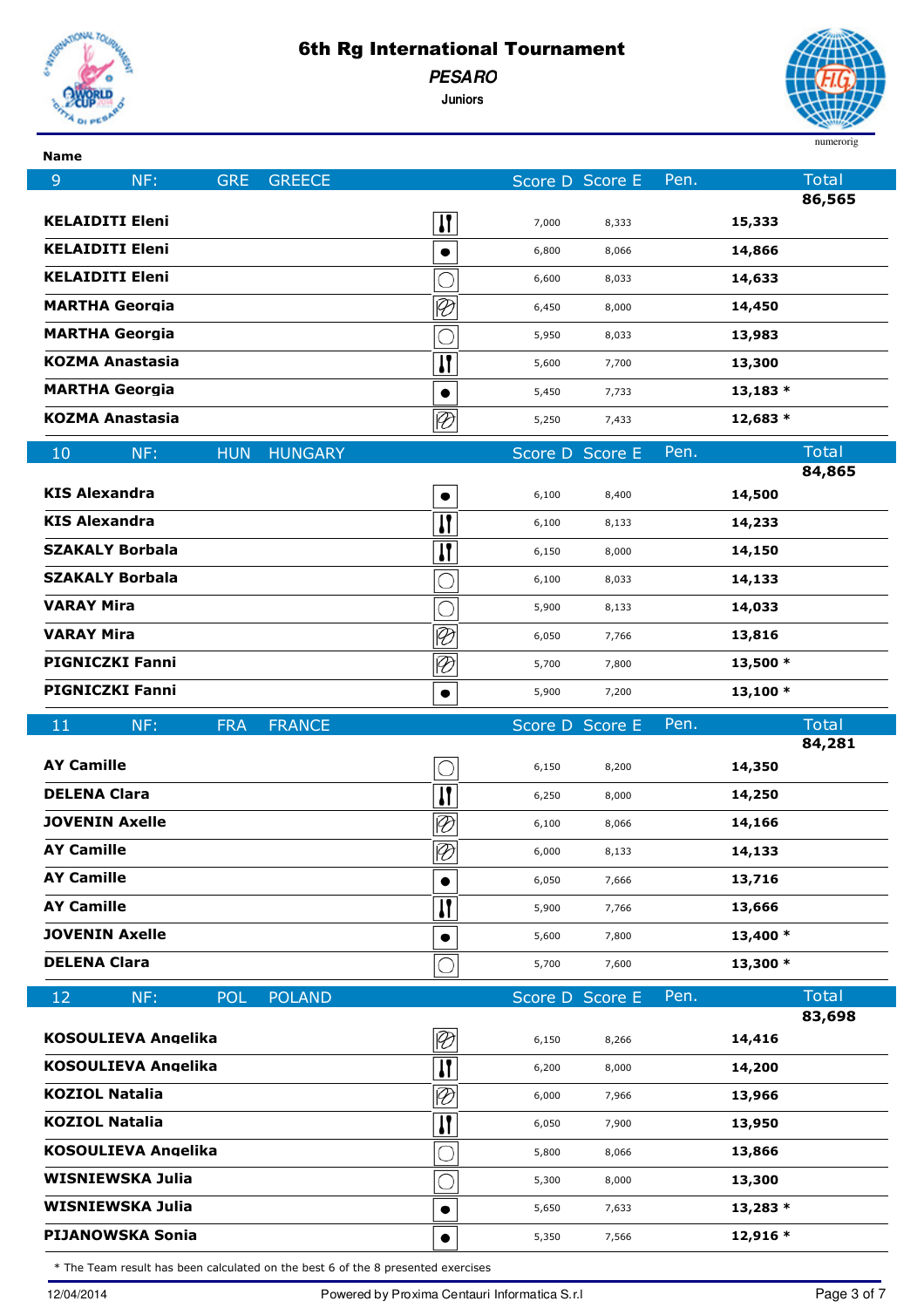# 6th Rg International Tournament

***PESARO***

**Juniors**

| Name | Apparatus | Score D | Score E | Pen. | Total |
|---|---|---|---|---|---|
| **9 NF: GRE GREECE** | | | | | **86,565** |
| **KELAIDITI Eleni** | Clubs | 7,000 | 8,333 | | **15,333** |
| **KELAIDITI Eleni** | Ball | 6,800 | 8,066 | | **14,866** |
| **KELAIDITI Eleni** | Hoop | 6,600 | 8,033 | | **14,633** |
| **MARTHA Georgia** | Ribbon | 6,450 | 8,000 | | **14,450** |
| **MARTHA Georgia** | Hoop | 5,950 | 8,033 | | **13,983** |
| **KOZMA Anastasia** | Clubs | 5,600 | 7,700 | | **13,300** |
| **MARTHA Georgia** | Ball | 5,450 | 7,733 | | **13,183 *** |
| **KOZMA Anastasia** | Ribbon | 5,250 | 7,433 | | **12,683 *** |
| **10 NF: HUN HUNGARY** | | | | | **84,865** |
| **KIS Alexandra** | Ball | 6,100 | 8,400 | | **14,500** |
| **KIS Alexandra** | Clubs | 6,100 | 8,133 | | **14,233** |
| **SZAKALY Borbala** | Clubs | 6,150 | 8,000 | | **14,150** |
| **SZAKALY Borbala** | Hoop | 6,100 | 8,033 | | **14,133** |
| **VARAY Mira** | Hoop | 5,900 | 8,133 | | **14,033** |
| **VARAY Mira** | Ribbon | 6,050 | 7,766 | | **13,816** |
| **PIGNICZKI Fanni** | Ribbon | 5,700 | 7,800 | | **13,500 *** |
| **PIGNICZKI Fanni** | Ball | 5,900 | 7,200 | | **13,100 *** |
| **11 NF: FRA FRANCE** | | | | | **84,281** |
| **AY Camille** | Hoop | 6,150 | 8,200 | | **14,350** |
| **DELENA Clara** | Clubs | 6,250 | 8,000 | | **14,250** |
| **JOVENIN Axelle** | Ribbon | 6,100 | 8,066 | | **14,166** |
| **AY Camille** | Ribbon | 6,000 | 8,133 | | **14,133** |
| **AY Camille** | Ball | 6,050 | 7,666 | | **13,716** |
| **AY Camille** | Clubs | 5,900 | 7,766 | | **13,666** |
| **JOVENIN Axelle** | Ball | 5,600 | 7,800 | | **13,400 *** |
| **DELENA Clara** | Hoop | 5,700 | 7,600 | | **13,300 *** |
| **12 NF: POL POLAND** | | | | | **83,698** |
| **KOSOULIEVA Angelika** | Ribbon | 6,150 | 8,266 | | **14,416** |
| **KOSOULIEVA Angelika** | Clubs | 6,200 | 8,000 | | **14,200** |
| **KOZIOL Natalia** | Ribbon | 6,000 | 7,966 | | **13,966** |
| **KOZIOL Natalia** | Clubs | 6,050 | 7,900 | | **13,950** |
| **KOSOULIEVA Angelika** | Hoop | 5,800 | 8,066 | | **13,866** |
| **WISNIEWSKA Julia** | Hoop | 5,300 | 8,000 | | **13,300** |
| **WISNIEWSKA Julia** | Ball | 5,650 | 7,633 | | **13,283 *** |
| **PIJANOWSKA Sonia** | Ball | 5,350 | 7,566 | | **12,916 *** |

* The Team result has been calculated on the best 6 of the 8 presented exercises

12/04/2014 Powered by Proxima Centauri Informatica S.r.l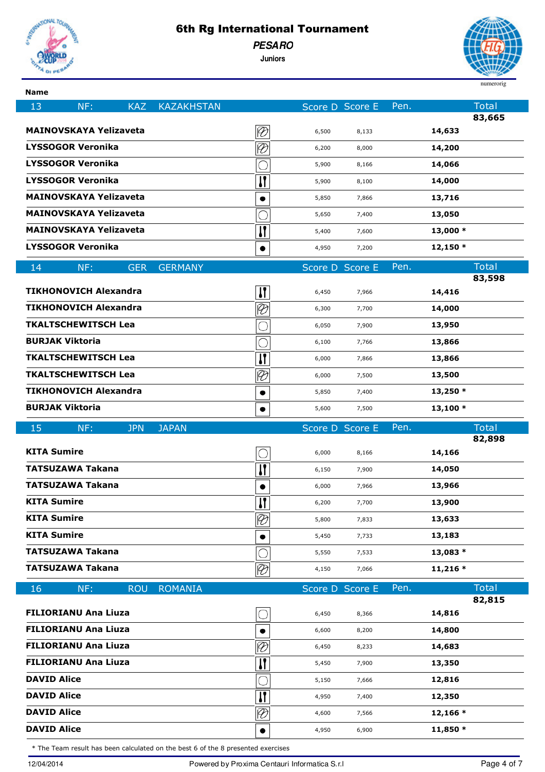# 6th Rg International Tournament

## PESARO

### Juniors

| Name | Apparatus | Score D | Score E | Pen. | Total |
|---|---|---|---|---|---|
| **13 NF: KAZ KAZAKHSTAN** | | | | | **83,665** |
| **MAINOVSKAYA Yelizaveta** | Ribbon | 6,500 | 8,133 | | **14,633** |
| **LYSSOGOR Veronika** | Ribbon | 6,200 | 8,000 | | **14,200** |
| **LYSSOGOR Veronika** | Hoop | 5,900 | 8,166 | | **14,066** |
| **LYSSOGOR Veronika** | Clubs | 5,900 | 8,100 | | **14,000** |
| **MAINOVSKAYA Yelizaveta** | Ball | 5,850 | 7,866 | | **13,716** |
| **MAINOVSKAYA Yelizaveta** | Hoop | 5,650 | 7,400 | | **13,050** |
| **MAINOVSKAYA Yelizaveta** | Clubs | 5,400 | 7,600 | | **13,000 *** |
| **LYSSOGOR Veronika** | Ball | 4,950 | 7,200 | | **12,150 *** |
| **14 NF: GER GERMANY** | | | | | **83,598** |
| **TIKHONOVICH Alexandra** | Clubs | 6,450 | 7,966 | | **14,416** |
| **TIKHONOVICH Alexandra** | Ribbon | 6,300 | 7,700 | | **14,000** |
| **TKALTSCHEWITSCH Lea** | Hoop | 6,050 | 7,900 | | **13,950** |
| **BURJAK Viktoria** | Hoop | 6,100 | 7,766 | | **13,866** |
| **TKALTSCHEWITSCH Lea** | Clubs | 6,000 | 7,866 | | **13,866** |
| **TKALTSCHEWITSCH Lea** | Ribbon | 6,000 | 7,500 | | **13,500** |
| **TIKHONOVICH Alexandra** | Ball | 5,850 | 7,400 | | **13,250 *** |
| **BURJAK Viktoria** | Ball | 5,600 | 7,500 | | **13,100 *** |
| **15 NF: JPN JAPAN** | | | | | **82,898** |
| **KITA Sumire** | Hoop | 6,000 | 8,166 | | **14,166** |
| **TATSUZAWA Takana** | Clubs | 6,150 | 7,900 | | **14,050** |
| **TATSUZAWA Takana** | Ball | 6,000 | 7,966 | | **13,966** |
| **KITA Sumire** | Clubs | 6,200 | 7,700 | | **13,900** |
| **KITA Sumire** | Ribbon | 5,800 | 7,833 | | **13,633** |
| **KITA Sumire** | Ball | 5,450 | 7,733 | | **13,183** |
| **TATSUZAWA Takana** | Hoop | 5,550 | 7,533 | | **13,083 *** |
| **TATSUZAWA Takana** | Ribbon | 4,150 | 7,066 | | **11,216 *** |
| **16 NF: ROU ROMANIA** | | | | | **82,815** |
| **FILIORIANU Ana Liuza** | Hoop | 6,450 | 8,366 | | **14,816** |
| **FILIORIANU Ana Liuza** | Ball | 6,600 | 8,200 | | **14,800** |
| **FILIORIANU Ana Liuza** | Ribbon | 6,450 | 8,233 | | **14,683** |
| **FILIORIANU Ana Liuza** | Clubs | 5,450 | 7,900 | | **13,350** |
| **DAVID Alice** | Hoop | 5,150 | 7,666 | | **12,816** |
| **DAVID Alice** | Clubs | 4,950 | 7,400 | | **12,350** |
| **DAVID Alice** | Ribbon | 4,600 | 7,566 | | **12,166 *** |
| **DAVID Alice** | Ball | 4,950 | 6,900 | | **11,850 *** |

* The Team result has been calculated on the best 6 of the 8 presented exercises

12/04/2014 Powered by Proxima Centauri Informatica S.r.l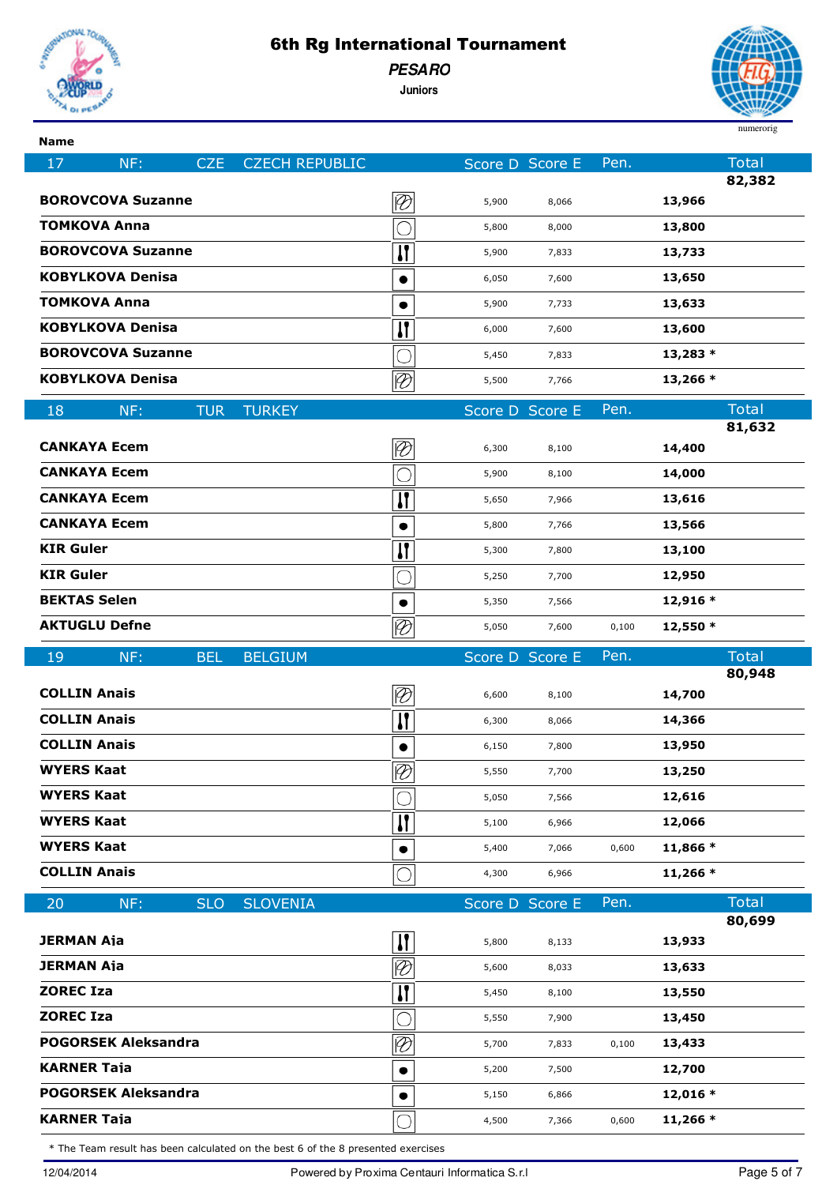# 6th Rg International Tournament

*PESARO*

**Juniors**

| Name | | Apparatus | Score D | Score E | Pen. | Total |
|---|---|---|---|---|---|---|
| **17** | **NF: CZE CZECH REPUBLIC** | | | | | **82,382** |
| **BOROVCOVA Suzanne** | | Ribbon | 5,900 | 8,066 | | **13,966** |
| **TOMKOVA Anna** | | Hoop | 5,800 | 8,000 | | **13,800** |
| **BOROVCOVA Suzanne** | | Clubs | 5,900 | 7,833 | | **13,733** |
| **KOBYLKOVA Denisa** | | Ball | 6,050 | 7,600 | | **13,650** |
| **TOMKOVA Anna** | | Ball | 5,900 | 7,733 | | **13,633** |
| **KOBYLKOVA Denisa** | | Clubs | 6,000 | 7,600 | | **13,600** |
| **BOROVCOVA Suzanne** | | Hoop | 5,450 | 7,833 | | **13,283 *** |
| **KOBYLKOVA Denisa** | | Ribbon | 5,500 | 7,766 | | **13,266 *** |
| **18** | **NF: TUR TURKEY** | | | | | **81,632** |
| **CANKAYA Ecem** | | Ribbon | 6,300 | 8,100 | | **14,400** |
| **CANKAYA Ecem** | | Hoop | 5,900 | 8,100 | | **14,000** |
| **CANKAYA Ecem** | | Clubs | 5,650 | 7,966 | | **13,616** |
| **CANKAYA Ecem** | | Ball | 5,800 | 7,766 | | **13,566** |
| **KIR Guler** | | Clubs | 5,300 | 7,800 | | **13,100** |
| **KIR Guler** | | Hoop | 5,250 | 7,700 | | **12,950** |
| **BEKTAS Selen** | | Ball | 5,350 | 7,566 | | **12,916 *** |
| **AKTUGLU Defne** | | Ribbon | 5,050 | 7,600 | 0,100 | **12,550 *** |
| **19** | **NF: BEL BELGIUM** | | | | | **80,948** |
| **COLLIN Anais** | | Ribbon | 6,600 | 8,100 | | **14,700** |
| **COLLIN Anais** | | Clubs | 6,300 | 8,066 | | **14,366** |
| **COLLIN Anais** | | Ball | 6,150 | 7,800 | | **13,950** |
| **WYERS Kaat** | | Ribbon | 5,550 | 7,700 | | **13,250** |
| **WYERS Kaat** | | Hoop | 5,050 | 7,566 | | **12,616** |
| **WYERS Kaat** | | Clubs | 5,100 | 6,966 | | **12,066** |
| **WYERS Kaat** | | Ball | 5,400 | 7,066 | 0,600 | **11,866 *** |
| **COLLIN Anais** | | Hoop | 4,300 | 6,966 | | **11,266 *** |
| **20** | **NF: SLO SLOVENIA** | | | | | **80,699** |
| **JERMAN Aja** | | Clubs | 5,800 | 8,133 | | **13,933** |
| **JERMAN Aja** | | Ribbon | 5,600 | 8,033 | | **13,633** |
| **ZOREC Iza** | | Clubs | 5,450 | 8,100 | | **13,550** |
| **ZOREC Iza** | | Hoop | 5,550 | 7,900 | | **13,450** |
| **POGORSEK Aleksandra** | | Ribbon | 5,700 | 7,833 | 0,100 | **13,433** |
| **KARNER Taja** | | Ball | 5,200 | 7,500 | | **12,700** |
| **POGORSEK Aleksandra** | | Ball | 5,150 | 6,866 | | **12,016 *** |
| **KARNER Taja** | | Hoop | 4,500 | 7,366 | 0,600 | **11,266 *** |

* The Team result has been calculated on the best 6 of the 8 presented exercises

12/04/2014 Powered by Proxima Centauri Informatica S.r.l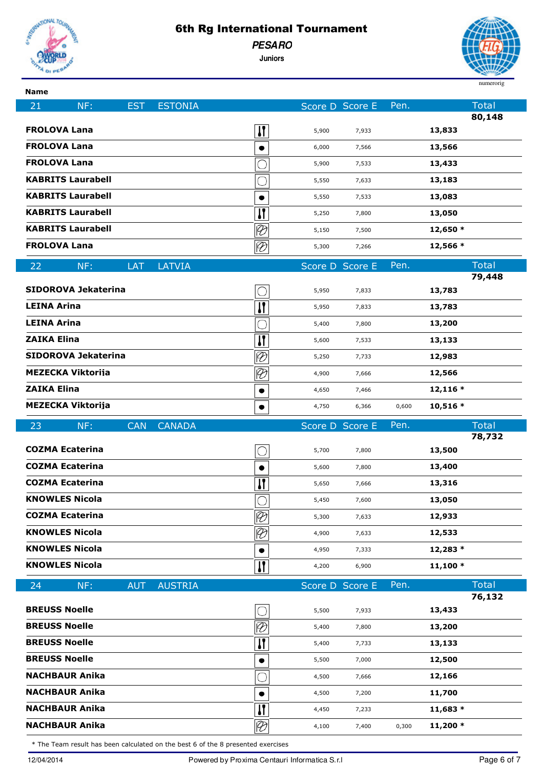# 6th Rg International Tournament

## *PESARO*

### Juniors

numerorig

| Name | | Score D | Score E | Pen. | Total |
|---|---|---|---|---|---|
| **21 NF: EST ESTONIA** | | | | | **80,148** |
| **FROLOVA Lana** | Clubs | 5,900 | 7,933 | | **13,833** |
| **FROLOVA Lana** | Ball | 6,000 | 7,566 | | **13,566** |
| **FROLOVA Lana** | Hoop | 5,900 | 7,533 | | **13,433** |
| **KABRITS Laurabell** | Hoop | 5,550 | 7,633 | | **13,183** |
| **KABRITS Laurabell** | Ball | 5,550 | 7,533 | | **13,083** |
| **KABRITS Laurabell** | Clubs | 5,250 | 7,800 | | **13,050** |
| **KABRITS Laurabell** | Ribbon | 5,150 | 7,500 | | **12,650 \*** |
| **FROLOVA Lana** | Ribbon | 5,300 | 7,266 | | **12,566 \*** |
| **22 NF: LAT LATVIA** | | | | | **79,448** |
| **SIDOROVA Jekaterina** | Hoop | 5,950 | 7,833 | | **13,783** |
| **LEINA Arina** | Clubs | 5,950 | 7,833 | | **13,783** |
| **LEINA Arina** | Hoop | 5,400 | 7,800 | | **13,200** |
| **ZAIKA Elina** | Clubs | 5,600 | 7,533 | | **13,133** |
| **SIDOROVA Jekaterina** | Ribbon | 5,250 | 7,733 | | **12,983** |
| **MEZECKA Viktorija** | Ribbon | 4,900 | 7,666 | | **12,566** |
| **ZAIKA Elina** | Ball | 4,650 | 7,466 | | **12,116 \*** |
| **MEZECKA Viktorija** | Ball | 4,750 | 6,366 | 0,600 | **10,516 \*** |
| **23 NF: CAN CANADA** | | | | | **78,732** |
| **COZMA Ecaterina** | Hoop | 5,700 | 7,800 | | **13,500** |
| **COZMA Ecaterina** | Ball | 5,600 | 7,800 | | **13,400** |
| **COZMA Ecaterina** | Clubs | 5,650 | 7,666 | | **13,316** |
| **KNOWLES Nicola** | Hoop | 5,450 | 7,600 | | **13,050** |
| **COZMA Ecaterina** | Ribbon | 5,300 | 7,633 | | **12,933** |
| **KNOWLES Nicola** | Ribbon | 4,900 | 7,633 | | **12,533** |
| **KNOWLES Nicola** | Ball | 4,950 | 7,333 | | **12,283 \*** |
| **KNOWLES Nicola** | Clubs | 4,200 | 6,900 | | **11,100 \*** |
| **24 NF: AUT AUSTRIA** | | | | | **76,132** |
| **BREUSS Noelle** | Hoop | 5,500 | 7,933 | | **13,433** |
| **BREUSS Noelle** | Ribbon | 5,400 | 7,800 | | **13,200** |
| **BREUSS Noelle** | Clubs | 5,400 | 7,733 | | **13,133** |
| **BREUSS Noelle** | Ball | 5,500 | 7,000 | | **12,500** |
| **NACHBAUR Anika** | Hoop | 4,500 | 7,666 | | **12,166** |
| **NACHBAUR Anika** | Ball | 4,500 | 7,200 | | **11,700** |
| **NACHBAUR Anika** | Clubs | 4,450 | 7,233 | | **11,683 \*** |
| **NACHBAUR Anika** | Ribbon | 4,100 | 7,400 | 0,300 | **11,200 \*** |

\* The Team result has been calculated on the best 6 of the 8 presented exercises

12/04/2014 Powered by Proxima Centauri Informatica S.r.l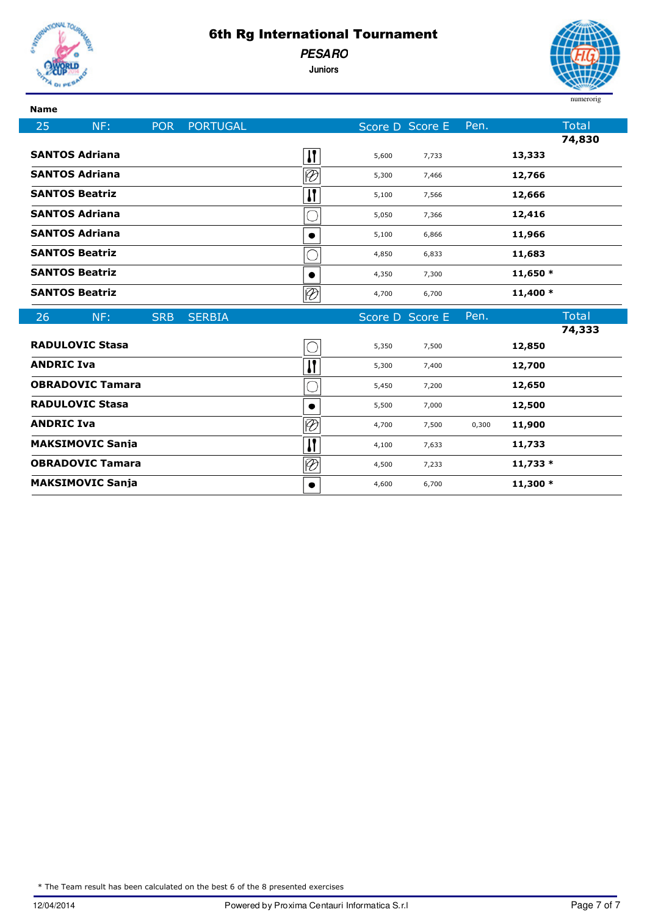# 6th Rg International Tournament

*PESARO*

**Juniors**

| Name | | Score D | Score E | Pen. | Total |
|---|---|---|---|---|---|
| **25 NF: POR PORTUGAL** | | | | | **74,830** |
| **SANTOS Adriana** | Clubs | 5,600 | 7,733 | | **13,333** |
| **SANTOS Adriana** | Ribbon | 5,300 | 7,466 | | **12,766** |
| **SANTOS Beatriz** | Clubs | 5,100 | 7,566 | | **12,666** |
| **SANTOS Adriana** | Hoop | 5,050 | 7,366 | | **12,416** |
| **SANTOS Adriana** | Ball | 5,100 | 6,866 | | **11,966** |
| **SANTOS Beatriz** | Hoop | 4,850 | 6,833 | | **11,683** |
| **SANTOS Beatriz** | Ball | 4,350 | 7,300 | | **11,650 *** |
| **SANTOS Beatriz** | Ribbon | 4,700 | 6,700 | | **11,400 *** |
| **26 NF: SRB SERBIA** | | | | | **74,333** |
| **RADULOVIC Stasa** | Hoop | 5,350 | 7,500 | | **12,850** |
| **ANDRIC Iva** | Clubs | 5,300 | 7,400 | | **12,700** |
| **OBRADOVIC Tamara** | Hoop | 5,450 | 7,200 | | **12,650** |
| **RADULOVIC Stasa** | Ball | 5,500 | 7,000 | | **12,500** |
| **ANDRIC Iva** | Ribbon | 4,700 | 7,500 | 0,300 | **11,900** |
| **MAKSIMOVIC Sanja** | Clubs | 4,100 | 7,633 | | **11,733** |
| **OBRADOVIC Tamara** | Ribbon | 4,500 | 7,233 | | **11,733 *** |
| **MAKSIMOVIC Sanja** | Ball | 4,600 | 6,700 | | **11,300 *** |

* The Team result has been calculated on the best 6 of the 8 presented exercises

12/04/2014

Powered by Proxima Centauri Informatica S.r.l